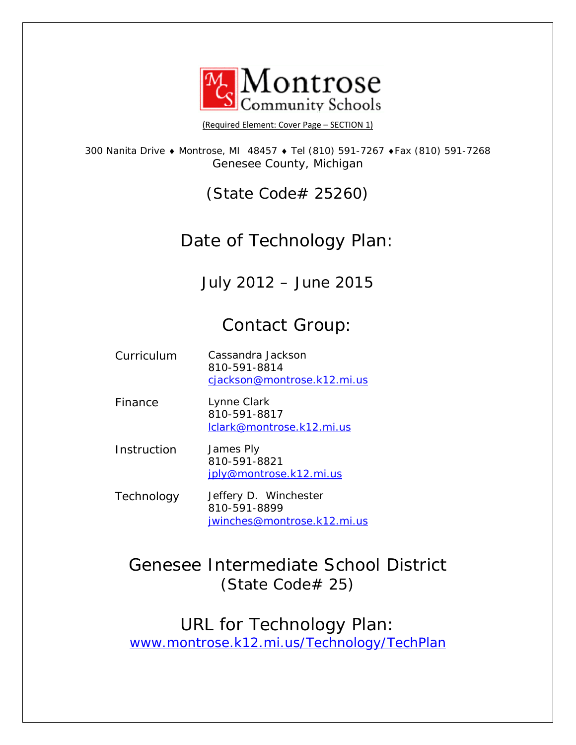# Montrose Community Schools

(Required Element: Cover Page – SECTION 1)

300 Nanita Drive ♦ Montrose, MI 48457 ♦ Tel (810) 591-7267 ♦Fax (810) 591-7268
Genesee County, Michigan

(State Code# 25260)

## Date of Technology Plan:

July 2012 – June 2015

## Contact Group:

| | |
|---|---|
| Curriculum | Cassandra Jackson<br>810-591-8814<br>cjackson@montrose.k12.mi.us |
| Finance | Lynne Clark<br>810-591-8817<br>lclark@montrose.k12.mi.us |
| Instruction | James Ply<br>810-591-8821<br>jply@montrose.k12.mi.us |
| Technology | Jeffery D. Winchester<br>810-591-8899<br>jwinches@montrose.k12.mi.us |

## Genesee Intermediate School District

(State Code# 25)

## URL for Technology Plan:

www.montrose.k12.mi.us/Technology/TechPlan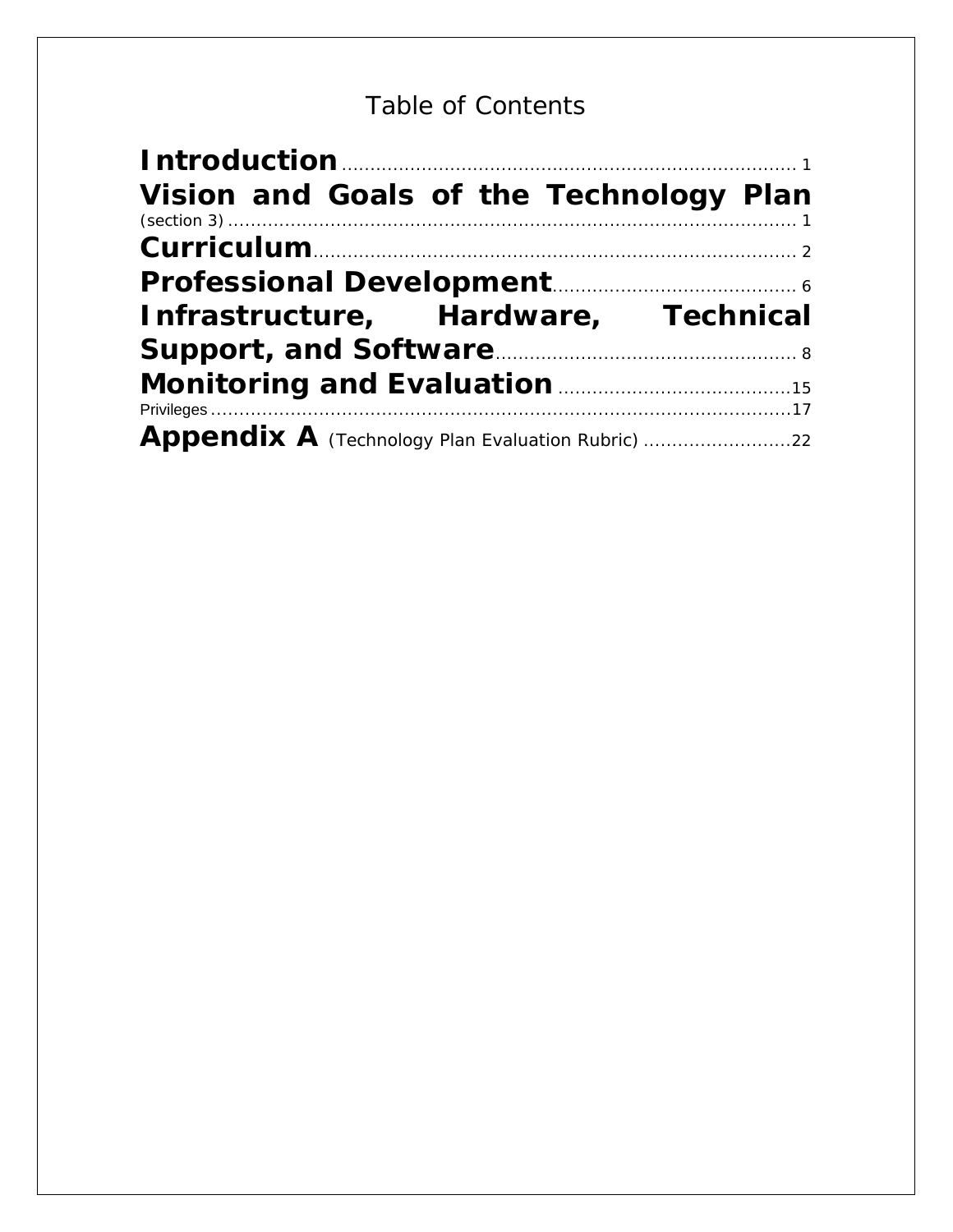# Table of Contents

**Introduction** ............................................................................. 1
**Vision and Goals of the Technology Plan** (section 3) ............................................................................. 1
**Curriculum** ............................................................................. 2
**Professional Development** ............................................................................. 6
**Infrastructure, Hardware, Technical Support, and Software** ............................................................................. 8
**Monitoring and Evaluation** ............................................................................. 15
Privileges ............................................................................. 17
**Appendix A** (Technology Plan Evaluation Rubric) ............................................................................. 22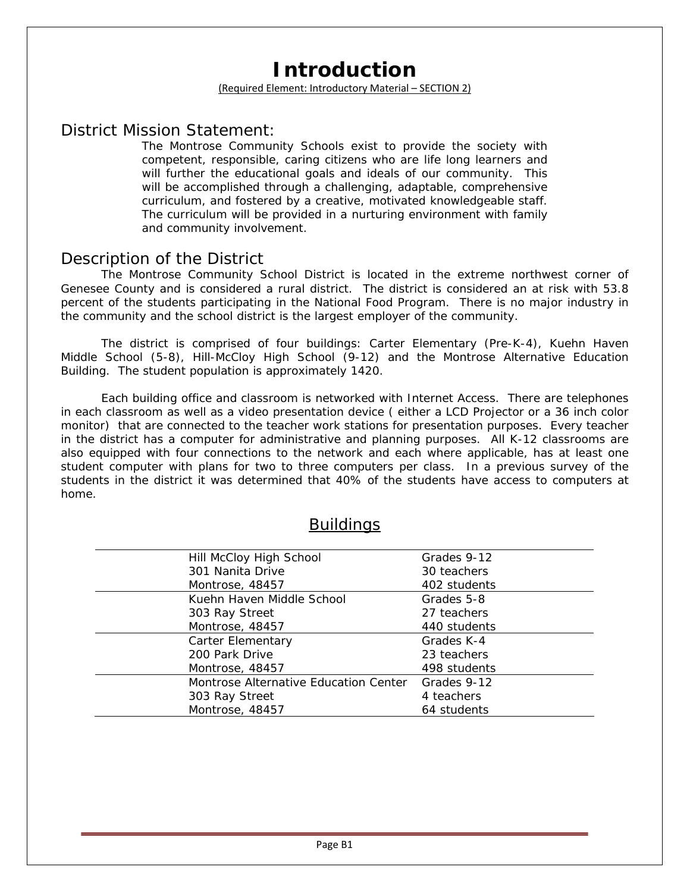# Introduction

(Required Element: Introductory Material – SECTION 2)

## District Mission Statement:

The Montrose Community Schools exist to provide the society with competent, responsible, caring citizens who are life long learners and will further the educational goals and ideals of our community. This will be accomplished through a challenging, adaptable, comprehensive curriculum, and fostered by a creative, motivated knowledgeable staff. The curriculum will be provided in a nurturing environment with family and community involvement.

## Description of the District

The Montrose Community School District is located in the extreme northwest corner of Genesee County and is considered a rural district. The district is considered an at risk with 53.8 percent of the students participating in the National Food Program. There is no major industry in the community and the school district is the largest employer of the community.

The district is comprised of four buildings: Carter Elementary (Pre-K-4), Kuehn Haven Middle School (5-8), Hill-McCloy High School (9-12) and the Montrose Alternative Education Building. The student population is approximately 1420.

Each building office and classroom is networked with Internet Access. There are telephones in each classroom as well as a video presentation device ( either a LCD Projector or a 36 inch color monitor) that are connected to the teacher work stations for presentation purposes. Every teacher in the district has a computer for administrative and planning purposes. All K-12 classrooms are also equipped with four connections to the network and each where applicable, has at least one student computer with plans for two to three computers per class. In a previous survey of the students in the district it was determined that 40% of the students have access to computers at home.

## Buildings

| Building | Details |
|---|---|
| Hill McCloy High School<br>301 Nanita Drive<br>Montrose, 48457 | Grades 9-12<br>30 teachers<br>402 students |
| Kuehn Haven Middle School<br>303 Ray Street<br>Montrose, 48457 | Grades 5-8<br>27 teachers<br>440 students |
| Carter Elementary<br>200 Park Drive<br>Montrose, 48457 | Grades K-4<br>23 teachers<br>498 students |
| Montrose Alternative Education Center<br>303 Ray Street<br>Montrose, 48457 | Grades 9-12<br>4 teachers<br>64 students |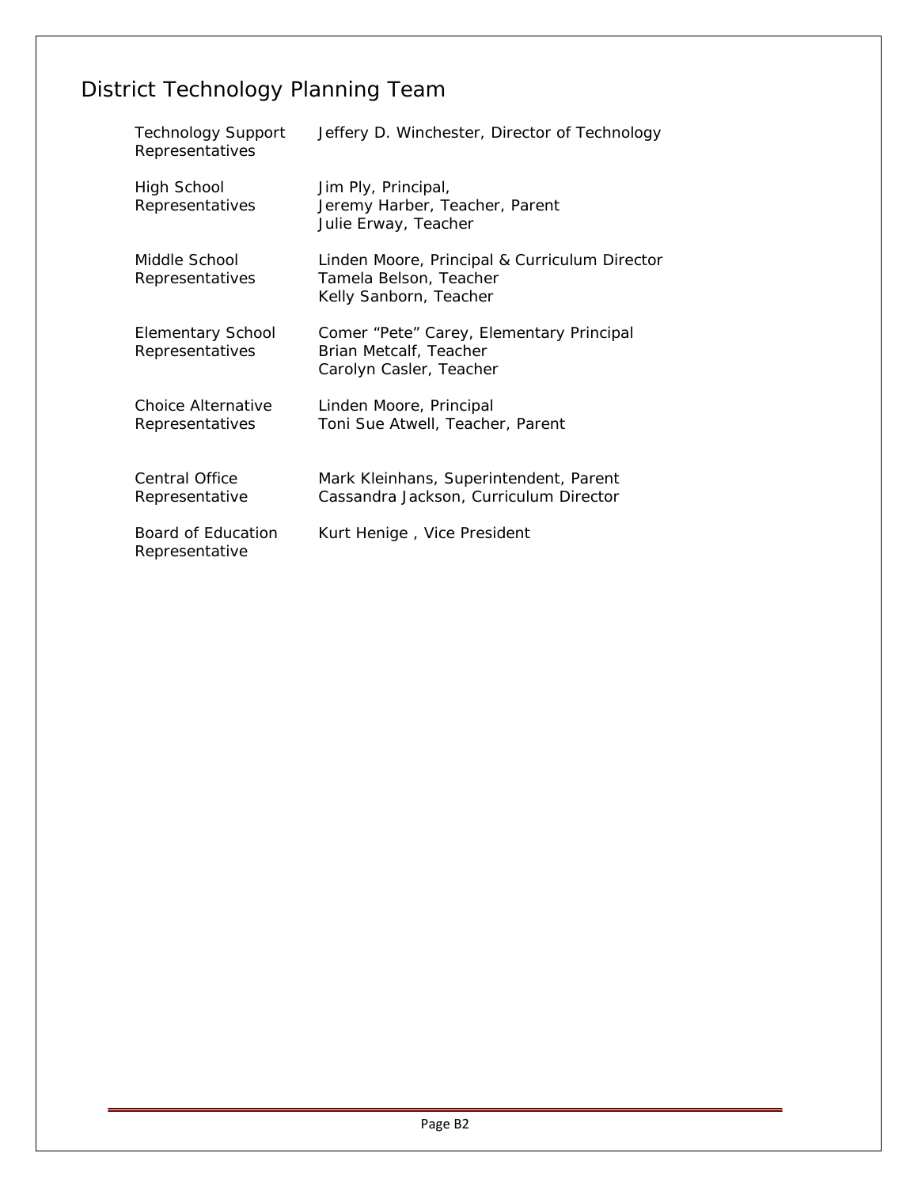# District Technology Planning Team

| | |
|---|---|
| Technology Support Representatives | Jeffery D. Winchester, Director of Technology |
| High School Representatives | Jim Ply, Principal,<br>Jeremy Harber, Teacher, Parent<br>Julie Erway, Teacher |
| Middle School Representatives | Linden Moore, Principal & Curriculum Director<br>Tamela Belson, Teacher<br>Kelly Sanborn, Teacher |
| Elementary School Representatives | Comer "Pete" Carey, Elementary Principal<br>Brian Metcalf, Teacher<br>Carolyn Casler, Teacher |
| Choice Alternative Representatives | Linden Moore, Principal<br>Toni Sue Atwell, Teacher, Parent |
| Central Office Representative | Mark Kleinhans, Superintendent, Parent<br>Cassandra Jackson, Curriculum Director |
| Board of Education Representative | Kurt Henige , Vice President |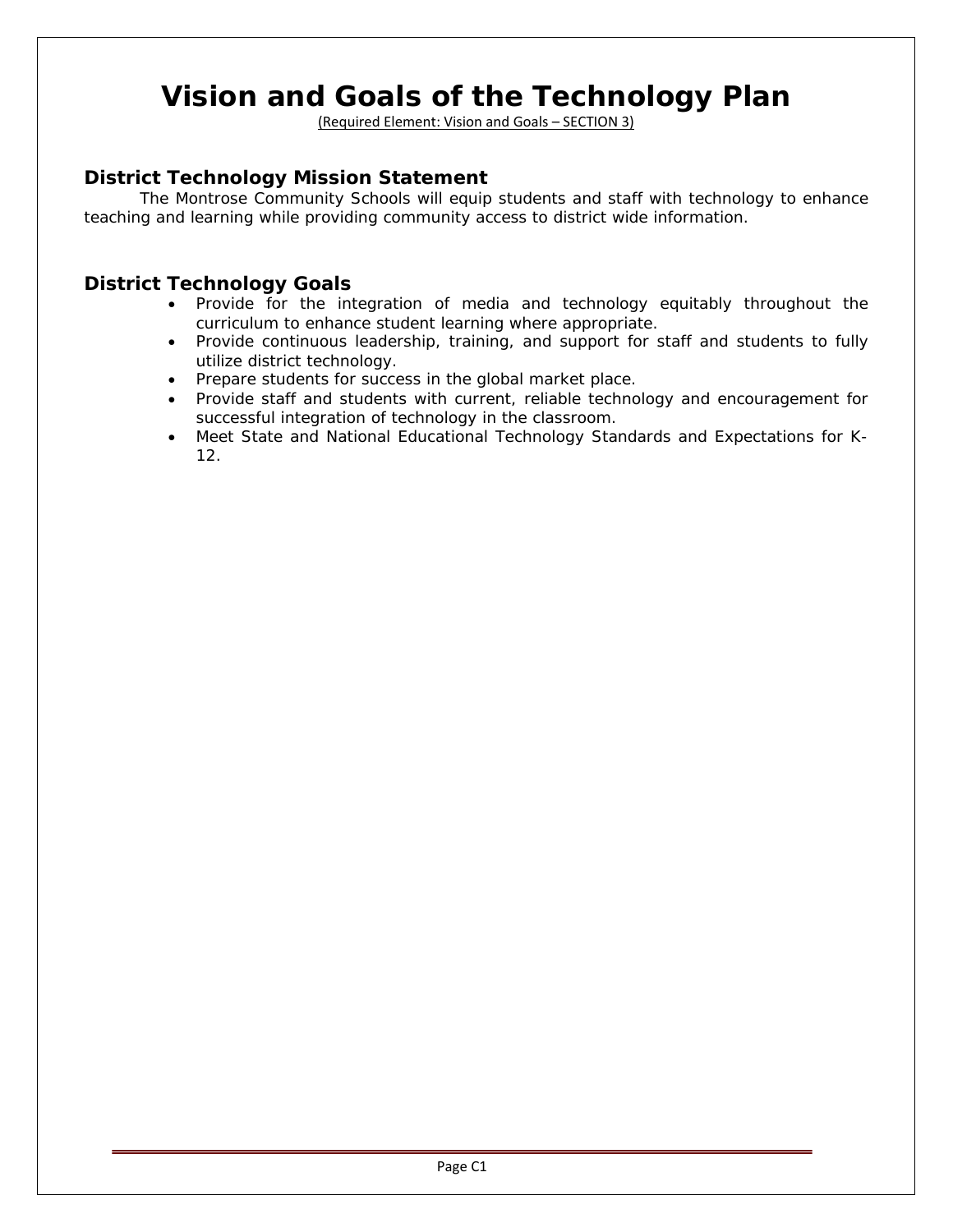# Vision and Goals of the Technology Plan

(Required Element: Vision and Goals – SECTION 3)

## District Technology Mission Statement

The Montrose Community Schools will equip students and staff with technology to enhance teaching and learning while providing community access to district wide information.

## District Technology Goals

- Provide for the integration of media and technology equitably throughout the curriculum to enhance student learning where appropriate.
- Provide continuous leadership, training, and support for staff and students to fully utilize district technology.
- Prepare students for success in the global market place.
- Provide staff and students with current, reliable technology and encouragement for successful integration of technology in the classroom.
- Meet State and National Educational Technology Standards and Expectations for K-12.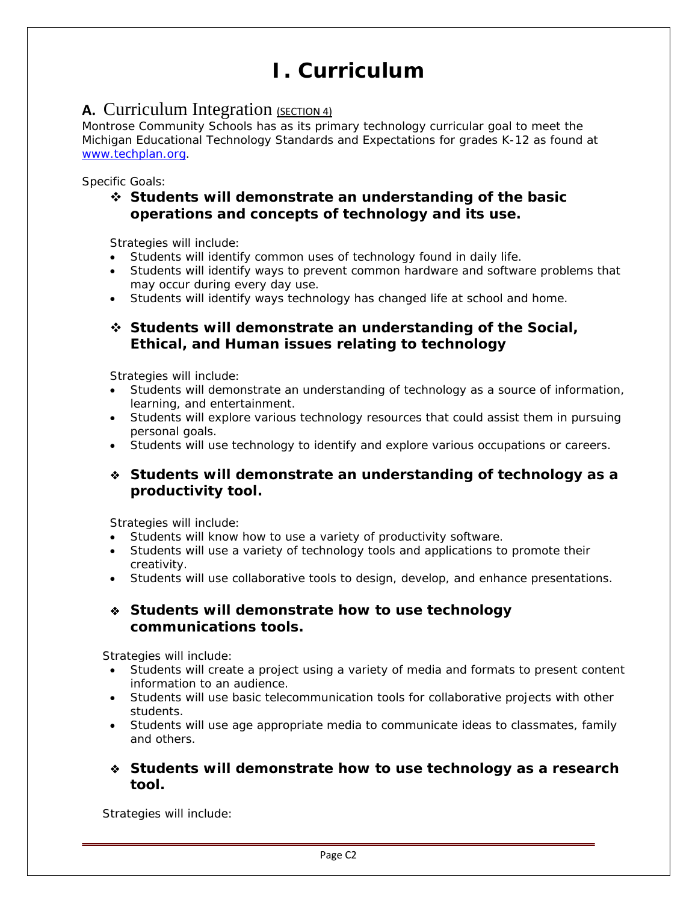# I. Curriculum

## A. Curriculum Integration (SECTION 4)

Montrose Community Schools has as its primary technology curricular goal to meet the Michigan Educational Technology Standards and Expectations for grades K-12 as found at www.techplan.org.

Specific Goals:

- **Students will demonstrate an understanding of the basic operations and concepts of technology and its use.**

  Strategies will include:
  - Students will identify common uses of technology found in daily life.
  - Students will identify ways to prevent common hardware and software problems that may occur during every day use.
  - Students will identify ways technology has changed life at school and home.

- **Students will demonstrate an understanding of the Social, Ethical, and Human issues relating to technology**

  Strategies will include:
  - Students will demonstrate an understanding of technology as a source of information, learning, and entertainment.
  - Students will explore various technology resources that could assist them in pursuing personal goals.
  - Students will use technology to identify and explore various occupations or careers.

- **Students will demonstrate an understanding of technology as a productivity tool.**

  Strategies will include:
  - Students will know how to use a variety of productivity software.
  - Students will use a variety of technology tools and applications to promote their creativity.
  - Students will use collaborative tools to design, develop, and enhance presentations.

- **Students will demonstrate how to use technology communications tools.**

  Strategies will include:
  - Students will create a project using a variety of media and formats to present content information to an audience.
  - Students will use basic telecommunication tools for collaborative projects with other students.
  - Students will use age appropriate media to communicate ideas to classmates, family and others.

- **Students will demonstrate how to use technology as a research tool.**

  Strategies will include: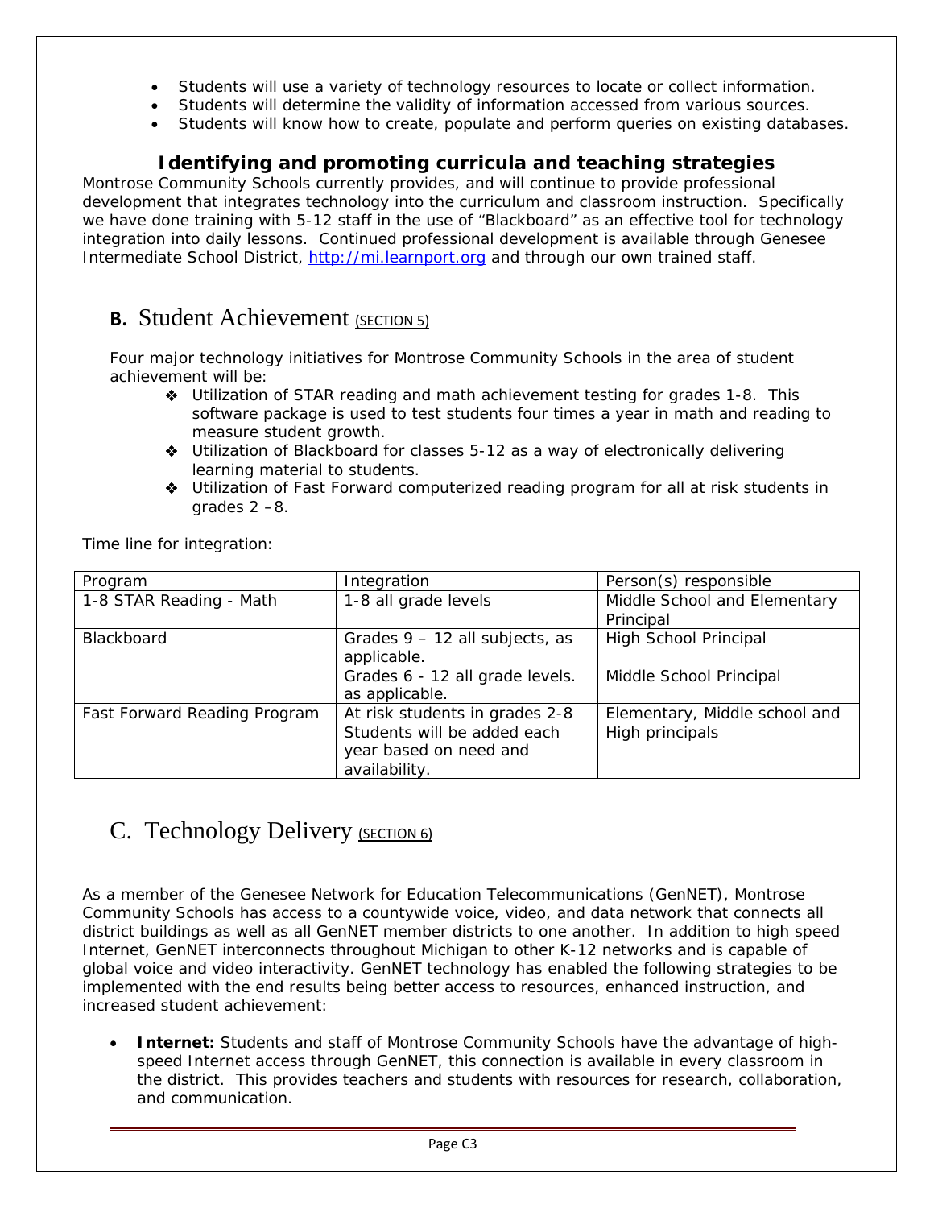- Students will use a variety of technology resources to locate or collect information.
- Students will determine the validity of information accessed from various sources.
- Students will know how to create, populate and perform queries on existing databases.

### Identifying and promoting curricula and teaching strategies

Montrose Community Schools currently provides, and will continue to provide professional development that integrates technology into the curriculum and classroom instruction. Specifically we have done training with 5-12 staff in the use of "Blackboard" as an effective tool for technology integration into daily lessons. Continued professional development is available through Genesee Intermediate School District, http://mi.learnport.org and through our own trained staff.

## B. Student Achievement (SECTION 5)

Four major technology initiatives for Montrose Community Schools in the area of student achievement will be:

- Utilization of STAR reading and math achievement testing for grades 1-8. This software package is used to test students four times a year in math and reading to measure student growth.
- Utilization of Blackboard for classes 5-12 as a way of electronically delivering learning material to students.
- Utilization of Fast Forward computerized reading program for all at risk students in grades 2 –8.

Time line for integration:

| Program | Integration | Person(s) responsible |
|---|---|---|
| 1-8 STAR Reading - Math | 1-8 all grade levels | Middle School and Elementary Principal |
| Blackboard | Grades 9 – 12 all subjects, as applicable.<br>Grades 6 - 12 all grade levels. as applicable. | High School Principal<br>Middle School Principal |
| Fast Forward Reading Program | At risk students in grades 2-8 Students will be added each year based on need and availability. | Elementary, Middle school and High principals |

## C. Technology Delivery (SECTION 6)

As a member of the Genesee Network for Education Telecommunications (GenNET), Montrose Community Schools has access to a countywide voice, video, and data network that connects all district buildings as well as all GenNET member districts to one another. In addition to high speed Internet, GenNET interconnects throughout Michigan to other K-12 networks and is capable of global voice and video interactivity. GenNET technology has enabled the following strategies to be implemented with the end results being better access to resources, enhanced instruction, and increased student achievement:

- **Internet:** Students and staff of Montrose Community Schools have the advantage of high-speed Internet access through GenNET, this connection is available in every classroom in the district. This provides teachers and students with resources for research, collaboration, and communication.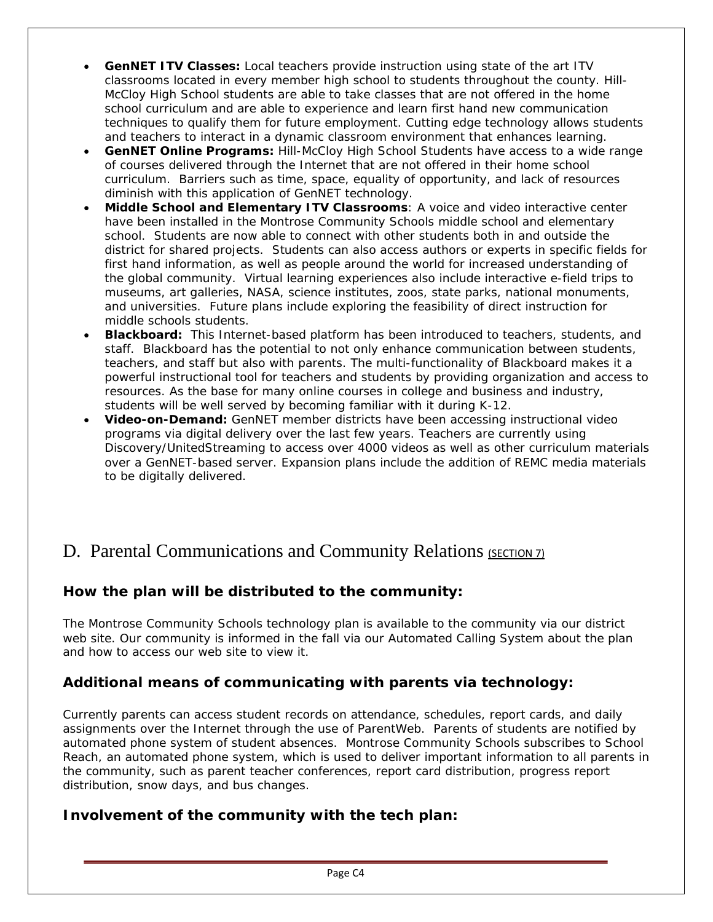- **GenNET ITV Classes:** Local teachers provide instruction using state of the art ITV classrooms located in every member high school to students throughout the county. Hill-McCloy High School students are able to take classes that are not offered in the home school curriculum and are able to experience and learn first hand new communication techniques to qualify them for future employment. Cutting edge technology allows students and teachers to interact in a dynamic classroom environment that enhances learning.
- **GenNET Online Programs:** Hill-McCloy High School Students have access to a wide range of courses delivered through the Internet that are not offered in their home school curriculum. Barriers such as time, space, equality of opportunity, and lack of resources diminish with this application of GenNET technology.
- **Middle School and Elementary ITV Classrooms**: A voice and video interactive center have been installed in the Montrose Community Schools middle school and elementary school. Students are now able to connect with other students both in and outside the district for shared projects. Students can also access authors or experts in specific fields for first hand information, as well as people around the world for increased understanding of the global community. Virtual learning experiences also include interactive e-field trips to museums, art galleries, NASA, science institutes, zoos, state parks, national monuments, and universities. Future plans include exploring the feasibility of direct instruction for middle schools students.
- **Blackboard:** This Internet-based platform has been introduced to teachers, students, and staff. Blackboard has the potential to not only enhance communication between students, teachers, and staff but also with parents. The multi-functionality of Blackboard makes it a powerful instructional tool for teachers and students by providing organization and access to resources. As the base for many online courses in college and business and industry, students will be well served by becoming familiar with it during K-12.
- **Video-on-Demand:** GenNET member districts have been accessing instructional video programs via digital delivery over the last few years. Teachers are currently using Discovery/UnitedStreaming to access over 4000 videos as well as other curriculum materials over a GenNET-based server. Expansion plans include the addition of REMC media materials to be digitally delivered.

## D. Parental Communications and Community Relations (SECTION 7)

### How the plan will be distributed to the community:

The Montrose Community Schools technology plan is available to the community via our district web site. Our community is informed in the fall via our Automated Calling System about the plan and how to access our web site to view it.

### Additional means of communicating with parents via technology:

Currently parents can access student records on attendance, schedules, report cards, and daily assignments over the Internet through the use of ParentWeb. Parents of students are notified by automated phone system of student absences. Montrose Community Schools subscribes to School Reach, an automated phone system, which is used to deliver important information to all parents in the community, such as parent teacher conferences, report card distribution, progress report distribution, snow days, and bus changes.

### Involvement of the community with the tech plan: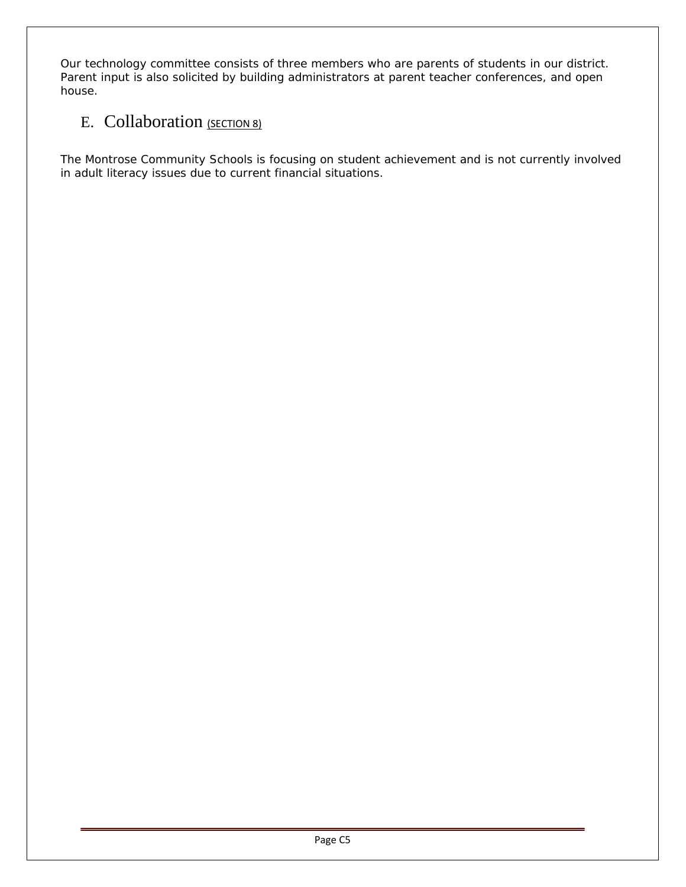Our technology committee consists of three members who are parents of students in our district. Parent input is also solicited by building administrators at parent teacher conferences, and open house.

## E. Collaboration (SECTION 8)

The Montrose Community Schools is focusing on student achievement and is not currently involved in adult literacy issues due to current financial situations.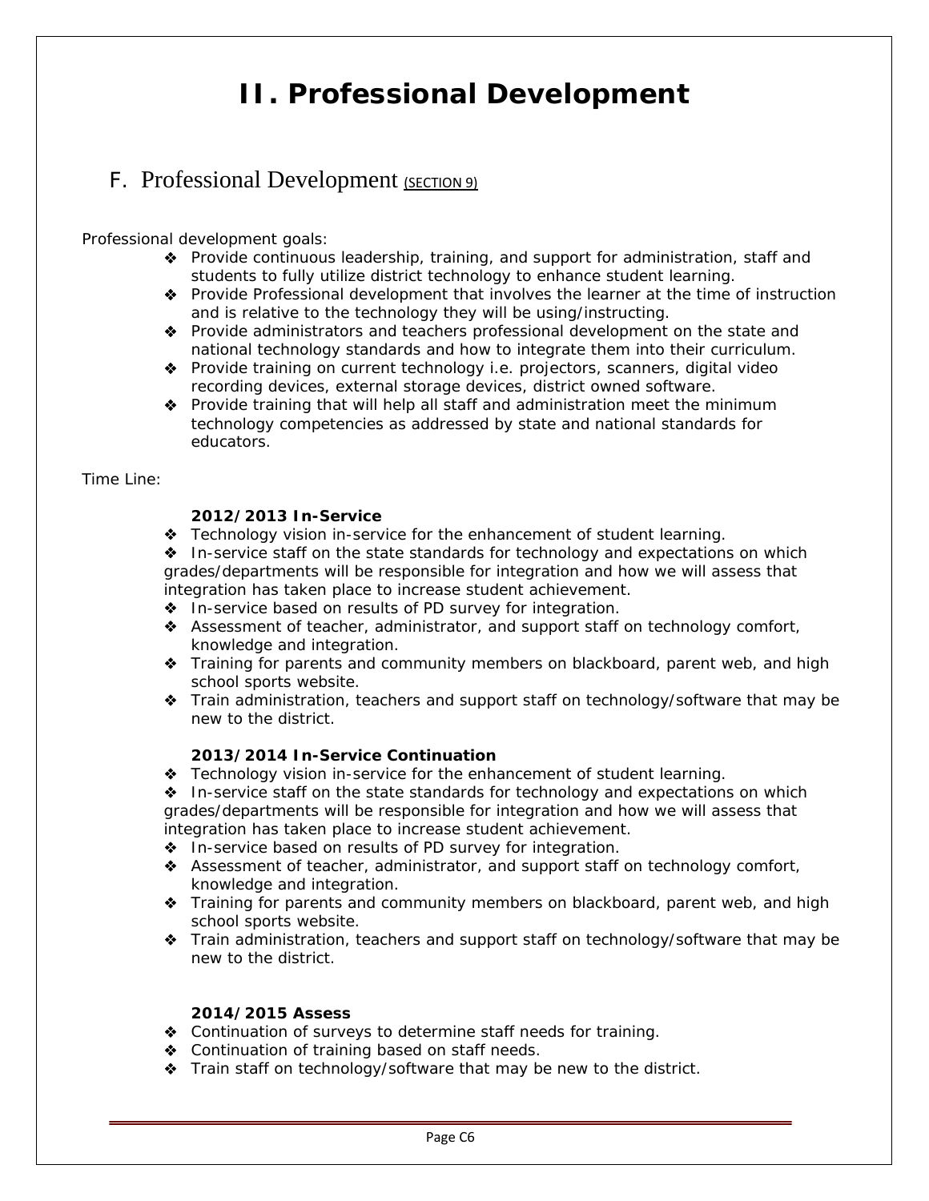# II. Professional Development

## F. Professional Development (SECTION 9)

Professional development goals:

- Provide continuous leadership, training, and support for administration, staff and students to fully utilize district technology to enhance student learning.
- Provide Professional development that involves the learner at the time of instruction and is relative to the technology they will be using/instructing.
- Provide administrators and teachers professional development on the state and national technology standards and how to integrate them into their curriculum.
- Provide training on current technology i.e. projectors, scanners, digital video recording devices, external storage devices, district owned software.
- Provide training that will help all staff and administration meet the minimum technology competencies as addressed by state and national standards for educators.

Time Line:

**2012/2013 In-Service**

- Technology vision in-service for the enhancement of student learning.
- In-service staff on the state standards for technology and expectations on which grades/departments will be responsible for integration and how we will assess that integration has taken place to increase student achievement.
- In-service based on results of PD survey for integration.
- Assessment of teacher, administrator, and support staff on technology comfort, knowledge and integration.
- Training for parents and community members on blackboard, parent web, and high school sports website.
- Train administration, teachers and support staff on technology/software that may be new to the district.

**2013/2014 In-Service Continuation**

- Technology vision in-service for the enhancement of student learning.
- In-service staff on the state standards for technology and expectations on which grades/departments will be responsible for integration and how we will assess that integration has taken place to increase student achievement.
- In-service based on results of PD survey for integration.
- Assessment of teacher, administrator, and support staff on technology comfort, knowledge and integration.
- Training for parents and community members on blackboard, parent web, and high school sports website.
- Train administration, teachers and support staff on technology/software that may be new to the district.

**2014/2015 Assess**

- Continuation of surveys to determine staff needs for training.
- Continuation of training based on staff needs.
- Train staff on technology/software that may be new to the district.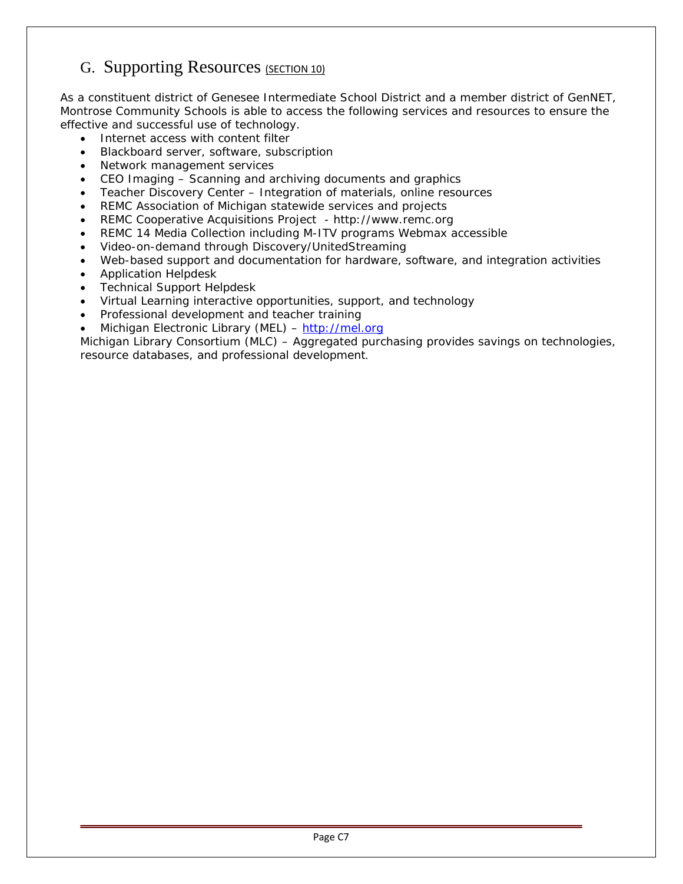## G. Supporting Resources (SECTION 10)

As a constituent district of Genesee Intermediate School District and a member district of GenNET, Montrose Community Schools is able to access the following services and resources to ensure the effective and successful use of technology.

- Internet access with content filter
- Blackboard server, software, subscription
- Network management services
- CEO Imaging – Scanning and archiving documents and graphics
- Teacher Discovery Center – Integration of materials, online resources
- REMC Association of Michigan statewide services and projects
- REMC Cooperative Acquisitions Project - http://www.remc.org
- REMC 14 Media Collection including M-ITV programs Webmax accessible
- Video-on-demand through Discovery/UnitedStreaming
- Web-based support and documentation for hardware, software, and integration activities
- Application Helpdesk
- Technical Support Helpdesk
- Virtual Learning interactive opportunities, support, and technology
- Professional development and teacher training
- Michigan Electronic Library (MEL) – http://mel.org

Michigan Library Consortium (MLC) – Aggregated purchasing provides savings on technologies, resource databases, and professional development.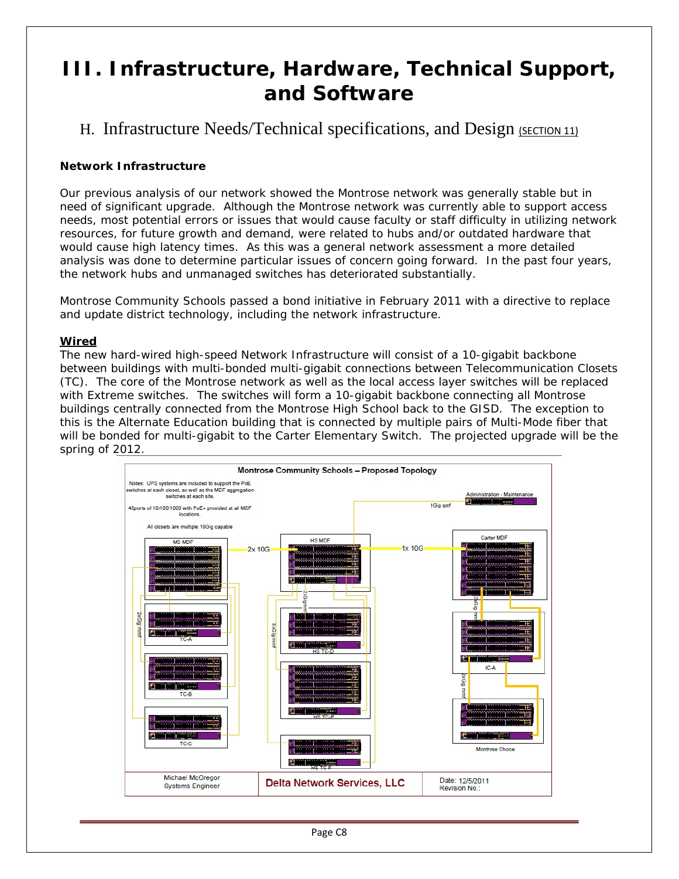# III. Infrastructure, Hardware, Technical Support, and Software

## H. Infrastructure Needs/Technical specifications, and Design (SECTION 11)

**Network Infrastructure**

Our previous analysis of our network showed the Montrose network was generally stable but in need of significant upgrade. Although the Montrose network was currently able to support access needs, most potential errors or issues that would cause faculty or staff difficulty in utilizing network resources, for future growth and demand, were related to hubs and/or outdated hardware that would cause high latency times. As this was a general network assessment a more detailed analysis was done to determine particular issues of concern going forward. In the past four years, the network hubs and unmanaged switches has deteriorated substantially.

Montrose Community Schools passed a bond initiative in February 2011 with a directive to replace and update district technology, including the network infrastructure.

**Wired**

The new hard-wired high-speed Network Infrastructure will consist of a 10-gigabit backbone between buildings with multi-bonded multi-gigabit connections between Telecommunication Closets (TC). The core of the Montrose network as well as the local access layer switches will be replaced with Extreme switches. The switches will form a 10-gigabit backbone connecting all Montrose buildings centrally connected from the Montrose High School back to the GISD. The exception to this is the Alternate Education building that is connected by multiple pairs of Multi-Mode fiber that will be bonded for multi-gigabit to the Carter Elementary Switch. The projected upgrade will be the spring of 2012.

**Montrose Community Schools – Proposed Topology**

Notes: UPS systems are included to support the PoE switches at each closet, as well as the MDF aggregation switches at each site.

46ports of 10/100/1000 with PoE+ provided at all MDF locations.

All closets are multiple 10Gig capable

MS MDF — 2x 10G — HS MDF — 1x 10G — Carter MDF

HS MDF — 1Gig smf — Administration - Maintenance

MS MDF — 2xGig mmf — TC-A, TC-B, TC-C

HS MDF — 2xGig mmf / 3xGig mmf — HS TC-D, HS TC-E, HS TC-F

Carter MDF — 2xGig mmf — IC-A — 2xGig mmf — Montrose Choice

| Michael McGregor Systems Engineer | Delta Network Services, LLC | Date: 12/5/2011 Revision No.: |
|---|---|---|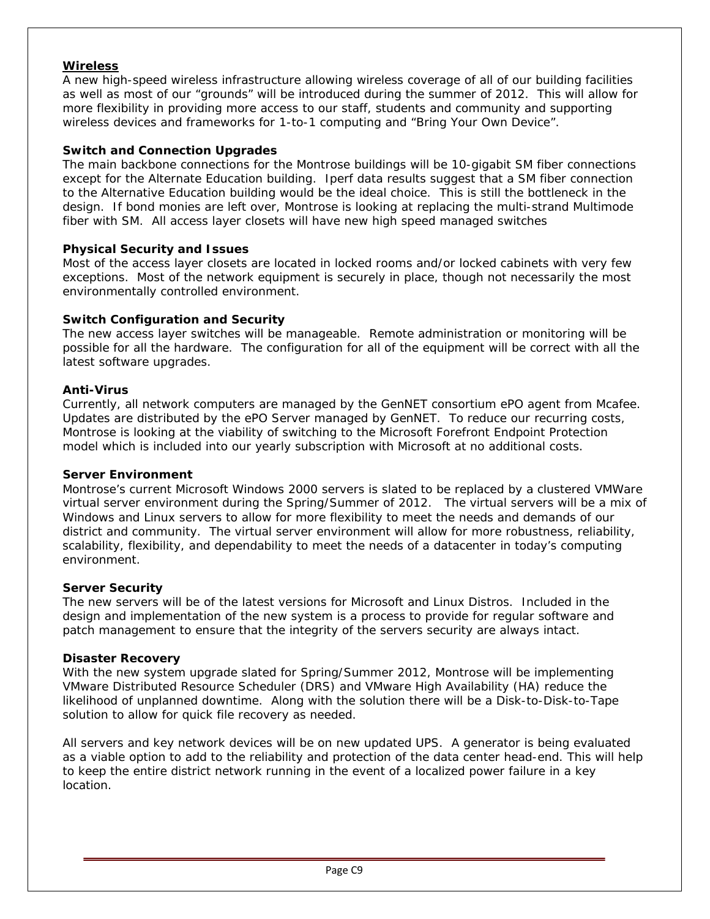**Wireless**

A new high-speed wireless infrastructure allowing wireless coverage of all of our building facilities as well as most of our "grounds" will be introduced during the summer of 2012. This will allow for more flexibility in providing more access to our staff, students and community and supporting wireless devices and frameworks for 1-to-1 computing and "Bring Your Own Device".

**Switch and Connection Upgrades**

The main backbone connections for the Montrose buildings will be 10-gigabit SM fiber connections except for the Alternate Education building. Iperf data results suggest that a SM fiber connection to the Alternative Education building would be the ideal choice. This is still the bottleneck in the design. If bond monies are left over, Montrose is looking at replacing the multi-strand Multimode fiber with SM. All access layer closets will have new high speed managed switches

**Physical Security and Issues**

Most of the access layer closets are located in locked rooms and/or locked cabinets with very few exceptions. Most of the network equipment is securely in place, though not necessarily the most environmentally controlled environment.

**Switch Configuration and Security**

The new access layer switches will be manageable. Remote administration or monitoring will be possible for all the hardware. The configuration for all of the equipment will be correct with all the latest software upgrades.

**Anti-Virus**

Currently, all network computers are managed by the GenNET consortium ePO agent from Mcafee. Updates are distributed by the ePO Server managed by GenNET. To reduce our recurring costs, Montrose is looking at the viability of switching to the Microsoft Forefront Endpoint Protection model which is included into our yearly subscription with Microsoft at no additional costs.

**Server Environment**

Montrose's current Microsoft Windows 2000 servers is slated to be replaced by a clustered VMWare virtual server environment during the Spring/Summer of 2012. The virtual servers will be a mix of Windows and Linux servers to allow for more flexibility to meet the needs and demands of our district and community. The virtual server environment will allow for more robustness, reliability, scalability, flexibility, and dependability to meet the needs of a datacenter in today's computing environment.

**Server Security**

The new servers will be of the latest versions for Microsoft and Linux Distros. Included in the design and implementation of the new system is a process to provide for regular software and patch management to ensure that the integrity of the servers security are always intact.

**Disaster Recovery**

With the new system upgrade slated for Spring/Summer 2012, Montrose will be implementing VMware Distributed Resource Scheduler (DRS) and VMware High Availability (HA) reduce the likelihood of unplanned downtime. Along with the solution there will be a Disk-to-Disk-to-Tape solution to allow for quick file recovery as needed.

All servers and key network devices will be on new updated UPS. A generator is being evaluated as a viable option to add to the reliability and protection of the data center head-end. This will help to keep the entire district network running in the event of a localized power failure in a key location.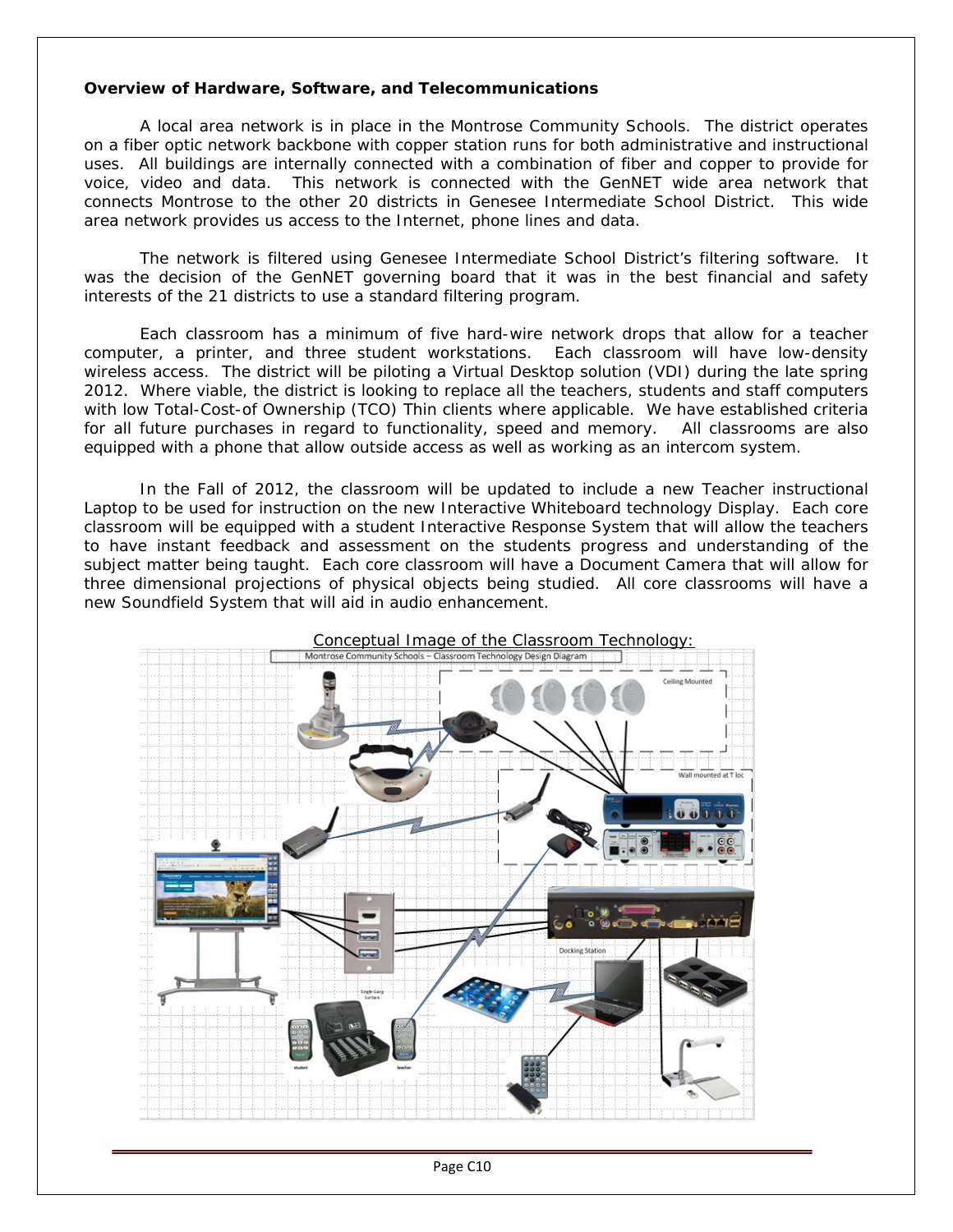**Overview of Hardware, Software, and Telecommunications**

A local area network is in place in the Montrose Community Schools. The district operates on a fiber optic network backbone with copper station runs for both administrative and instructional uses. All buildings are internally connected with a combination of fiber and copper to provide for voice, video and data. This network is connected with the GenNET wide area network that connects Montrose to the other 20 districts in Genesee Intermediate School District. This wide area network provides us access to the Internet, phone lines and data.

The network is filtered using Genesee Intermediate School District's filtering software. It was the decision of the GenNET governing board that it was in the best financial and safety interests of the 21 districts to use a standard filtering program.

Each classroom has a minimum of five hard-wire network drops that allow for a teacher computer, a printer, and three student workstations. Each classroom will have low-density wireless access. The district will be piloting a Virtual Desktop solution (VDI) during the late spring 2012. Where viable, the district is looking to replace all the teachers, students and staff computers with low Total-Cost-of Ownership (TCO) Thin clients where applicable. We have established criteria for all future purchases in regard to functionality, speed and memory. All classrooms are also equipped with a phone that allow outside access as well as working as an intercom system.

In the Fall of 2012, the classroom will be updated to include a new Teacher instructional Laptop to be used for instruction on the new Interactive Whiteboard technology Display. Each core classroom will be equipped with a student Interactive Response System that will allow the teachers to have instant feedback and assessment on the students progress and understanding of the subject matter being taught. Each core classroom will have a Document Camera that will allow for three dimensional projections of physical objects being studied. All core classrooms will have a new Soundfield System that will aid in audio enhancement.

Conceptual Image of the Classroom Technology:

Montrose Community Schools – Classroom Technology Design Diagram

Ceiling Mounted

Wall mounted at T loc

Docking Station

Single-Gang Surface

student

teacher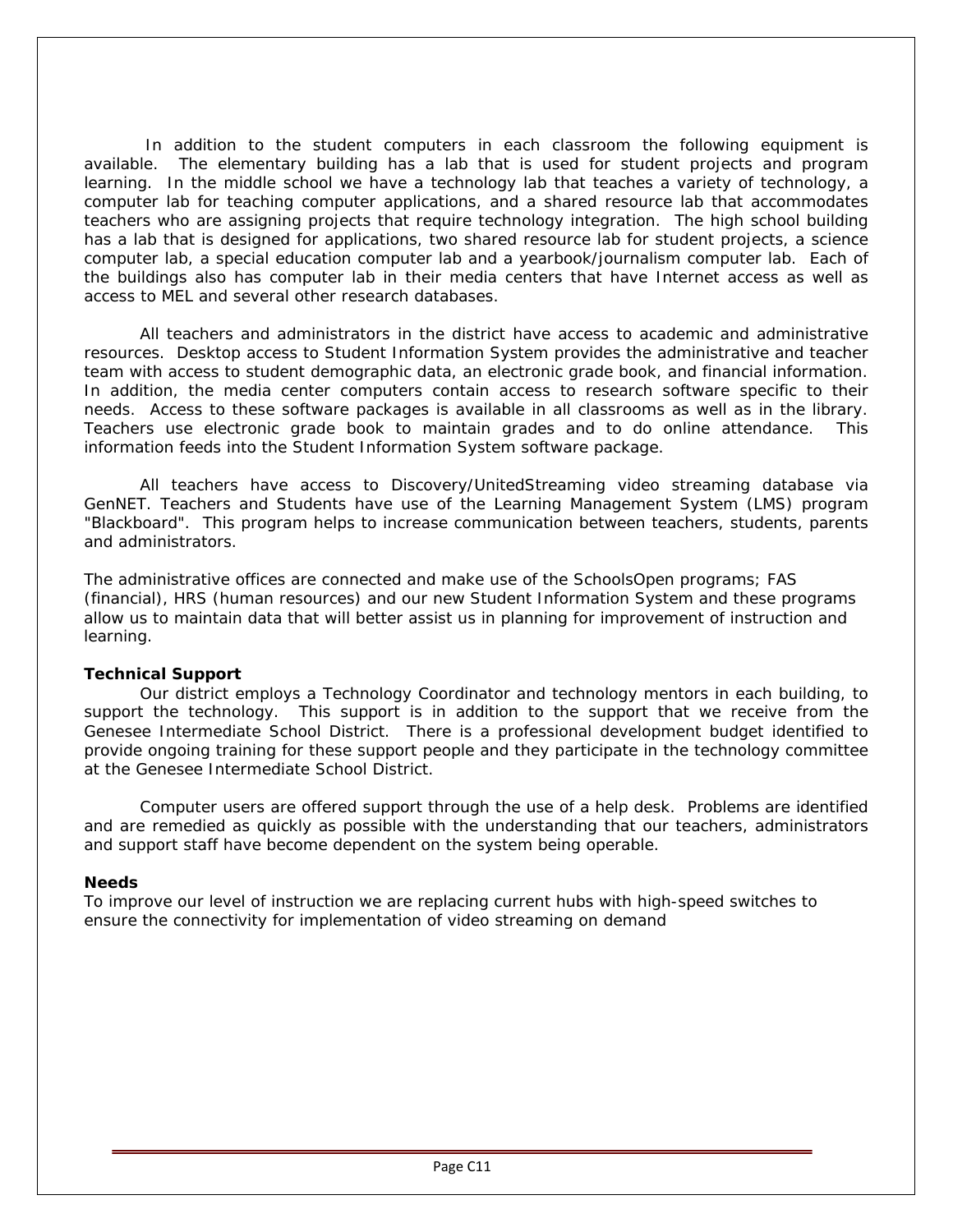In addition to the student computers in each classroom the following equipment is available. The elementary building has a lab that is used for student projects and program learning. In the middle school we have a technology lab that teaches a variety of technology, a computer lab for teaching computer applications, and a shared resource lab that accommodates teachers who are assigning projects that require technology integration. The high school building has a lab that is designed for applications, two shared resource lab for student projects, a science computer lab, a special education computer lab and a yearbook/journalism computer lab. Each of the buildings also has computer lab in their media centers that have Internet access as well as access to MEL and several other research databases.

All teachers and administrators in the district have access to academic and administrative resources. Desktop access to Student Information System provides the administrative and teacher team with access to student demographic data, an electronic grade book, and financial information. In addition, the media center computers contain access to research software specific to their needs. Access to these software packages is available in all classrooms as well as in the library. Teachers use electronic grade book to maintain grades and to do online attendance. This information feeds into the Student Information System software package.

All teachers have access to Discovery/UnitedStreaming video streaming database via GenNET. Teachers and Students have use of the Learning Management System (LMS) program "Blackboard". This program helps to increase communication between teachers, students, parents and administrators.

The administrative offices are connected and make use of the SchoolsOpen programs; FAS (financial), HRS (human resources) and our new Student Information System and these programs allow us to maintain data that will better assist us in planning for improvement of instruction and learning.

**Technical Support**

Our district employs a Technology Coordinator and technology mentors in each building, to support the technology. This support is in addition to the support that we receive from the Genesee Intermediate School District. There is a professional development budget identified to provide ongoing training for these support people and they participate in the technology committee at the Genesee Intermediate School District.

Computer users are offered support through the use of a help desk. Problems are identified and are remedied as quickly as possible with the understanding that our teachers, administrators and support staff have become dependent on the system being operable.

**Needs**

To improve our level of instruction we are replacing current hubs with high-speed switches to ensure the connectivity for implementation of video streaming on demand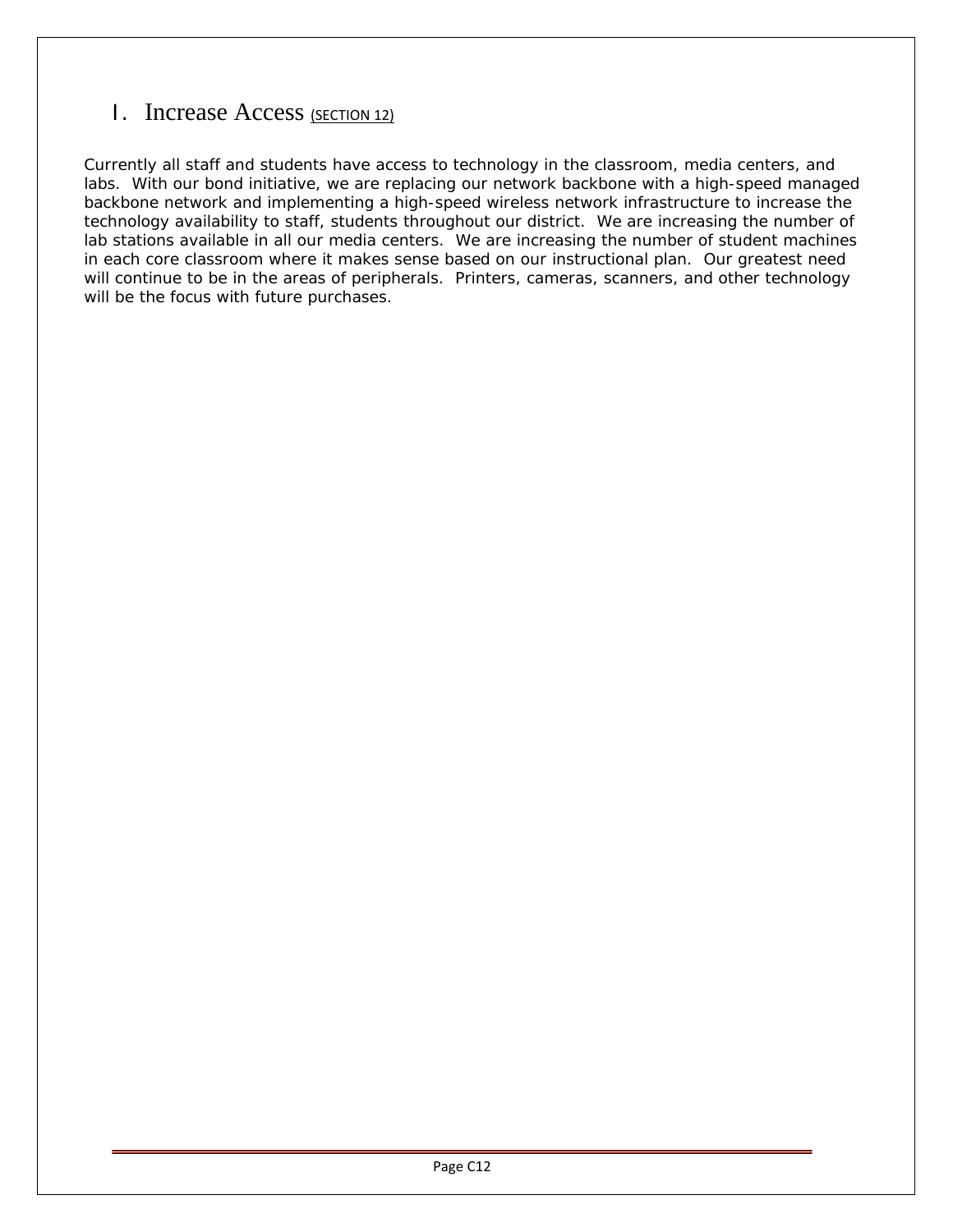## I. Increase Access (SECTION 12)

Currently all staff and students have access to technology in the classroom, media centers, and labs. With our bond initiative, we are replacing our network backbone with a high-speed managed backbone network and implementing a high-speed wireless network infrastructure to increase the technology availability to staff, students throughout our district. We are increasing the number of lab stations available in all our media centers. We are increasing the number of student machines in each core classroom where it makes sense based on our instructional plan. Our greatest need will continue to be in the areas of peripherals. Printers, cameras, scanners, and other technology will be the focus with future purchases.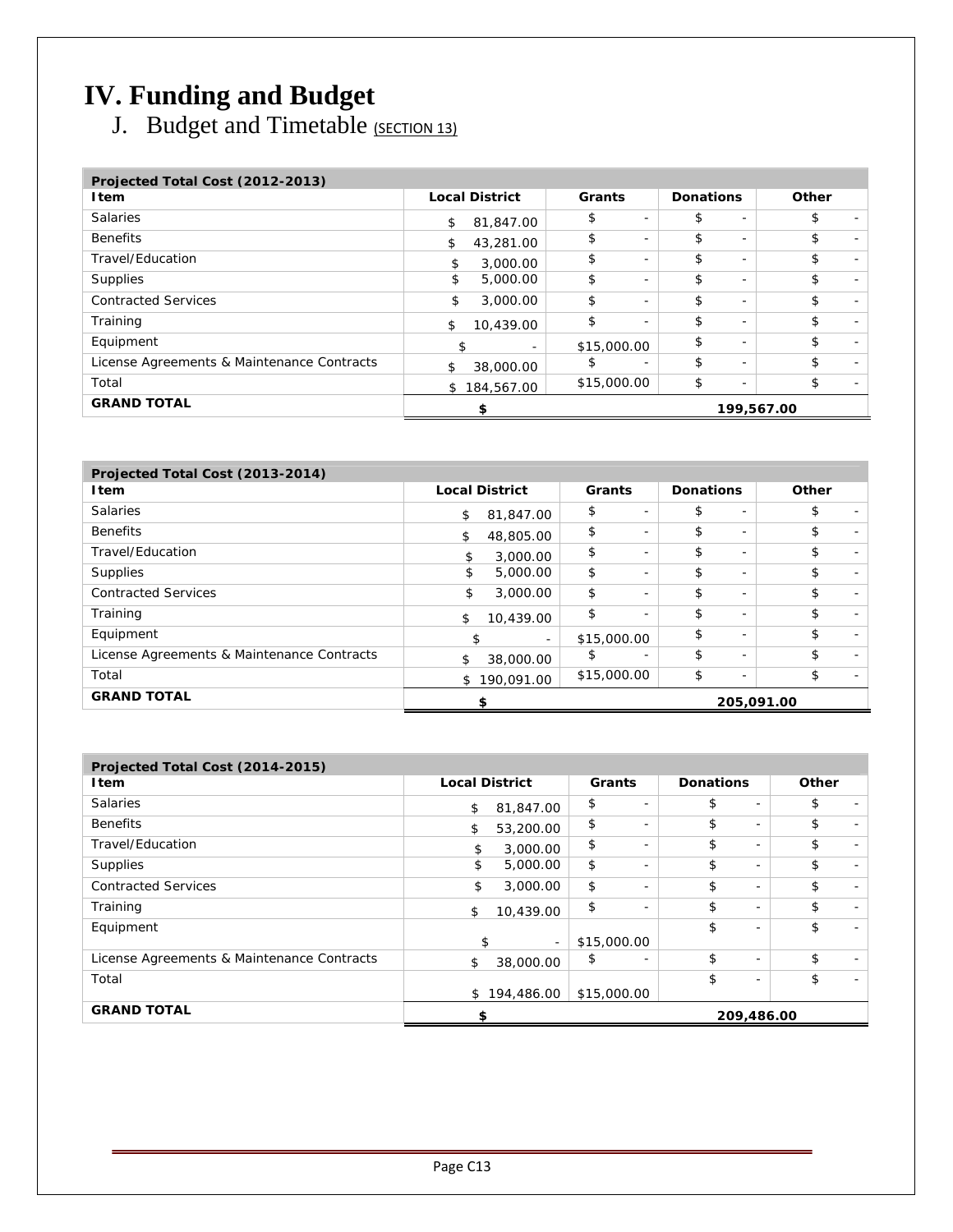# IV. Funding and Budget

## J. Budget and Timetable (SECTION 13)

| Projected Total Cost (2012-2013) | | | | |
|---|---|---|---|---|
| **Item** | **Local District** | **Grants** | **Donations** | **Other** |
| Salaries | $ 81,847.00 | $ - | $ - | $ - |
| Benefits | $ 43,281.00 | $ - | $ - | $ - |
| Travel/Education | $ 3,000.00 | $ - | $ - | $ - |
| Supplies | $ 5,000.00 | $ - | $ - | $ - |
| Contracted Services | $ 3,000.00 | $ - | $ - | $ - |
| Training | $ 10,439.00 | $ - | $ - | $ - |
| Equipment | $ - | $15,000.00 | $ - | $ - |
| License Agreements & Maintenance Contracts | $ 38,000.00 | $ - | $ - | $ - |
| Total | $ 184,567.00 | $15,000.00 | $ - | $ - |
| **GRAND TOTAL** | **$** | | **199,567.00** | |

| Projected Total Cost (2013-2014) | | | | |
|---|---|---|---|---|
| **Item** | **Local District** | **Grants** | **Donations** | **Other** |
| Salaries | $ 81,847.00 | $ - | $ - | $ - |
| Benefits | $ 48,805.00 | $ - | $ - | $ - |
| Travel/Education | $ 3,000.00 | $ - | $ - | $ - |
| Supplies | $ 5,000.00 | $ - | $ - | $ - |
| Contracted Services | $ 3,000.00 | $ - | $ - | $ - |
| Training | $ 10,439.00 | $ - | $ - | $ - |
| Equipment | $ - | $15,000.00 | $ - | $ - |
| License Agreements & Maintenance Contracts | $ 38,000.00 | $ - | $ - | $ - |
| Total | $ 190,091.00 | $15,000.00 | $ - | $ - |
| **GRAND TOTAL** | **$** | | **205,091.00** | |

| Projected Total Cost (2014-2015) | | | | |
|---|---|---|---|---|
| **Item** | **Local District** | **Grants** | **Donations** | **Other** |
| Salaries | $ 81,847.00 | $ - | $ - | $ - |
| Benefits | $ 53,200.00 | $ - | $ - | $ - |
| Travel/Education | $ 3,000.00 | $ - | $ - | $ - |
| Supplies | $ 5,000.00 | $ - | $ - | $ - |
| Contracted Services | $ 3,000.00 | $ - | $ - | $ - |
| Training | $ 10,439.00 | $ - | $ - | $ - |
| Equipment | $ - | $15,000.00 | $ - | $ - |
| License Agreements & Maintenance Contracts | $ 38,000.00 | $ - | $ - | $ - |
| Total | $ 194,486.00 | $15,000.00 | $ - | $ - |
| **GRAND TOTAL** | **$** | | **209,486.00** | |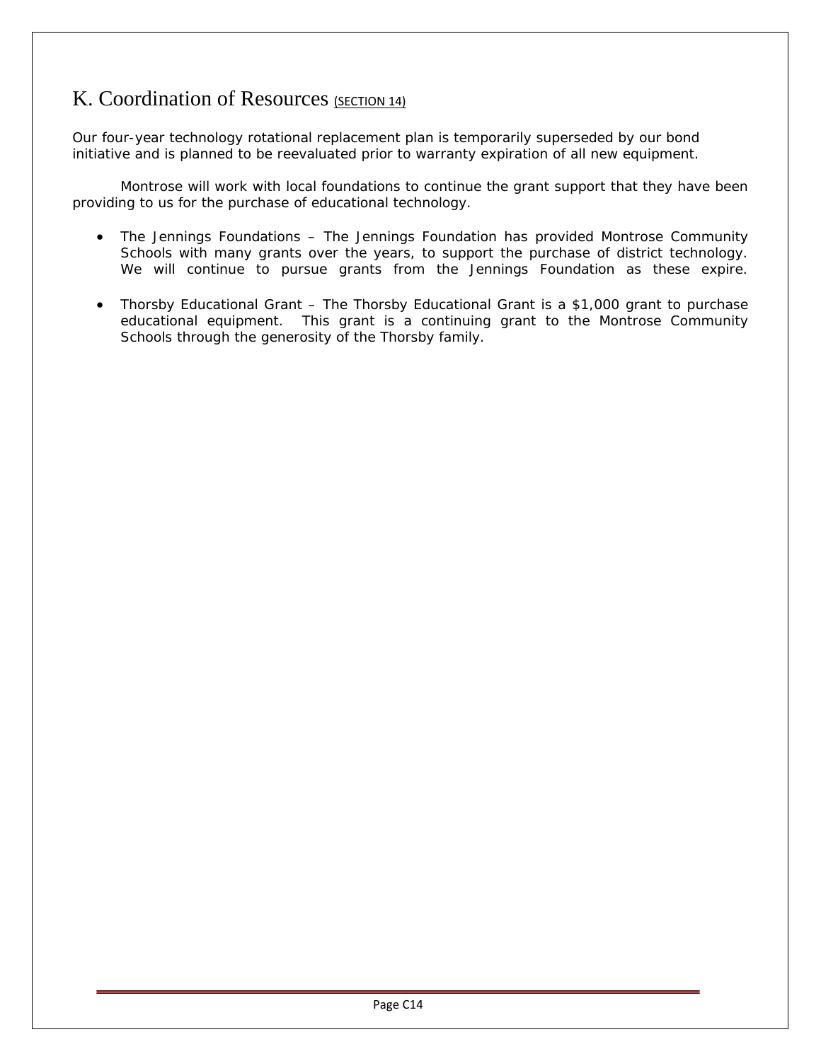# K. Coordination of Resources <u>(SECTION 14)</u>

*Our four-year technology rotational replacement plan is temporarily superseded by our bond initiative and is planned to be reevaluated prior to warranty expiration of all new equipment.*

*Montrose will work with local foundations to continue the grant support that they have been providing to us for the purchase of educational technology.*

- *The Jennings Foundations – The Jennings Foundation has provided Montrose Community Schools with many grants over the years, to support the purchase of district technology. We will continue to pursue grants from the Jennings Foundation as these expire.*
- *Thorsby Educational Grant – The Thorsby Educational Grant is a $1,000 grant to purchase educational equipment. This grant is a continuing grant to the Montrose Community Schools through the generosity of the Thorsby family.*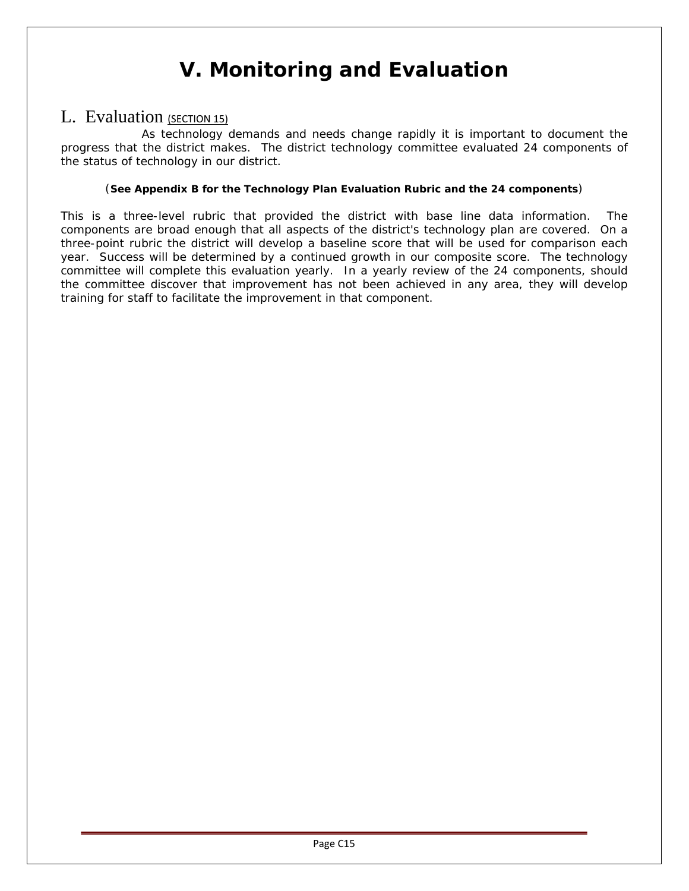# V. Monitoring and Evaluation

## L. Evaluation (SECTION 15)

As technology demands and needs change rapidly it is important to document the progress that the district makes. The district technology committee evaluated 24 components of the status of technology in our district.

(**See Appendix B for the Technology Plan Evaluation Rubric and the 24 components**)

This is a three-level rubric that provided the district with base line data information. The components are broad enough that all aspects of the district's technology plan are covered. On a three-point rubric the district will develop a baseline score that will be used for comparison each year. Success will be determined by a continued growth in our composite score. The technology committee will complete this evaluation yearly. In a yearly review of the 24 components, should the committee discover that improvement has not been achieved in any area, they will develop training for staff to facilitate the improvement in that component.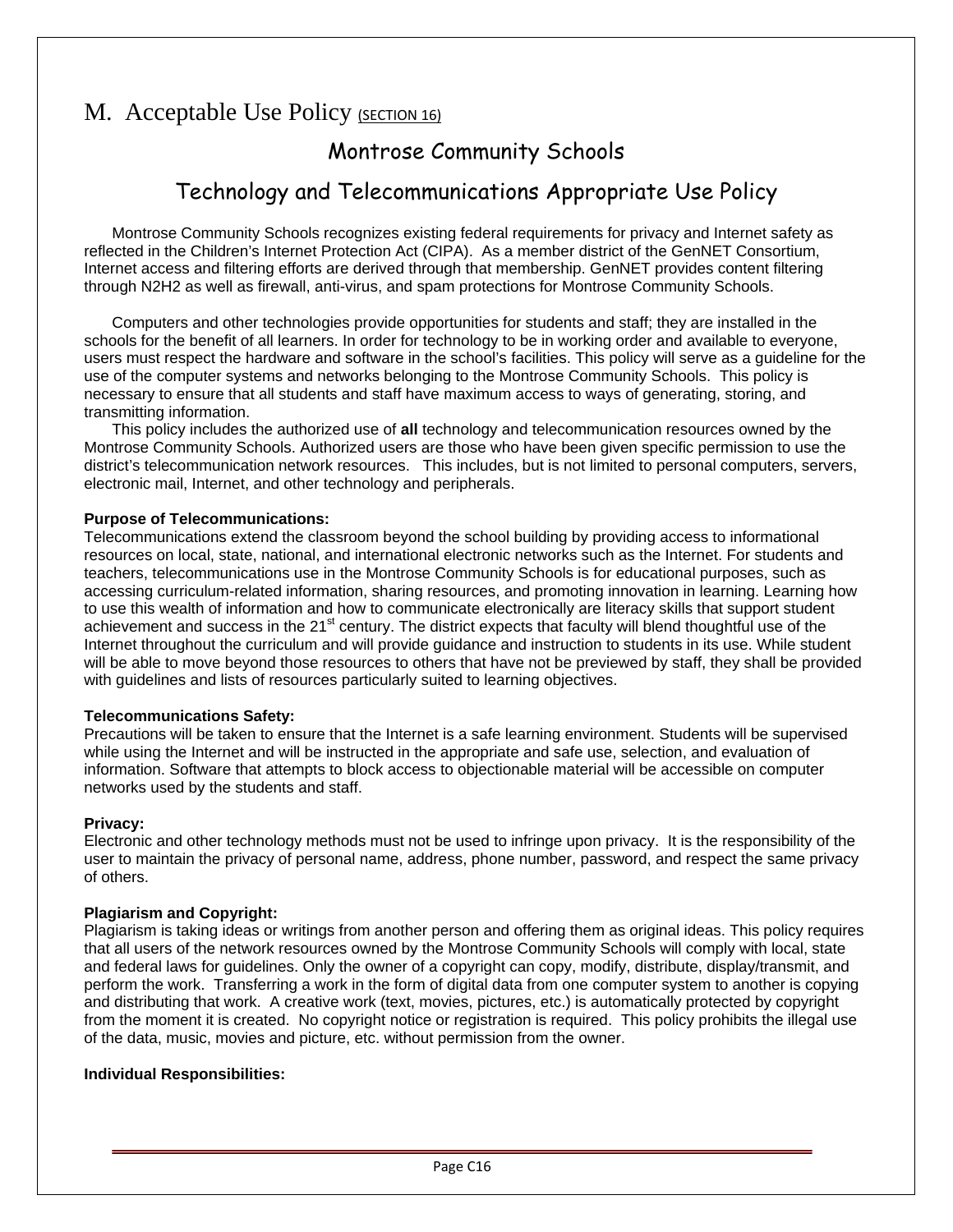# M. Acceptable Use Policy (SECTION 16)

## Montrose Community Schools

## Technology and Telecommunications Appropriate Use Policy

Montrose Community Schools recognizes existing federal requirements for privacy and Internet safety as reflected in the Children's Internet Protection Act (CIPA). As a member district of the GenNET Consortium, Internet access and filtering efforts are derived through that membership. GenNET provides content filtering through N2H2 as well as firewall, anti-virus, and spam protections for Montrose Community Schools.

Computers and other technologies provide opportunities for students and staff; they are installed in the schools for the benefit of all learners. In order for technology to be in working order and available to everyone, users must respect the hardware and software in the school's facilities. This policy will serve as a guideline for the use of the computer systems and networks belonging to the Montrose Community Schools. This policy is necessary to ensure that all students and staff have maximum access to ways of generating, storing, and transmitting information.

This policy includes the authorized use of **all** technology and telecommunication resources owned by the Montrose Community Schools. Authorized users are those who have been given specific permission to use the district's telecommunication network resources. This includes, but is not limited to personal computers, servers, electronic mail, Internet, and other technology and peripherals.

**Purpose of Telecommunications:**
Telecommunications extend the classroom beyond the school building by providing access to informational resources on local, state, national, and international electronic networks such as the Internet. For students and teachers, telecommunications use in the Montrose Community Schools is for educational purposes, such as accessing curriculum-related information, sharing resources, and promoting innovation in learning. Learning how to use this wealth of information and how to communicate electronically are literacy skills that support student achievement and success in the 21st century. The district expects that faculty will blend thoughtful use of the Internet throughout the curriculum and will provide guidance and instruction to students in its use. While student will be able to move beyond those resources to others that have not be previewed by staff, they shall be provided with guidelines and lists of resources particularly suited to learning objectives.

**Telecommunications Safety:**
Precautions will be taken to ensure that the Internet is a safe learning environment. Students will be supervised while using the Internet and will be instructed in the appropriate and safe use, selection, and evaluation of information. Software that attempts to block access to objectionable material will be accessible on computer networks used by the students and staff.

**Privacy:**
Electronic and other technology methods must not be used to infringe upon privacy. It is the responsibility of the user to maintain the privacy of personal name, address, phone number, password, and respect the same privacy of others.

**Plagiarism and Copyright:**
Plagiarism is taking ideas or writings from another person and offering them as original ideas. This policy requires that all users of the network resources owned by the Montrose Community Schools will comply with local, state and federal laws for guidelines. Only the owner of a copyright can copy, modify, distribute, display/transmit, and perform the work. Transferring a work in the form of digital data from one computer system to another is copying and distributing that work. A creative work (text, movies, pictures, etc.) is automatically protected by copyright from the moment it is created. No copyright notice or registration is required. This policy prohibits the illegal use of the data, music, movies and picture, etc. without permission from the owner.

**Individual Responsibilities:**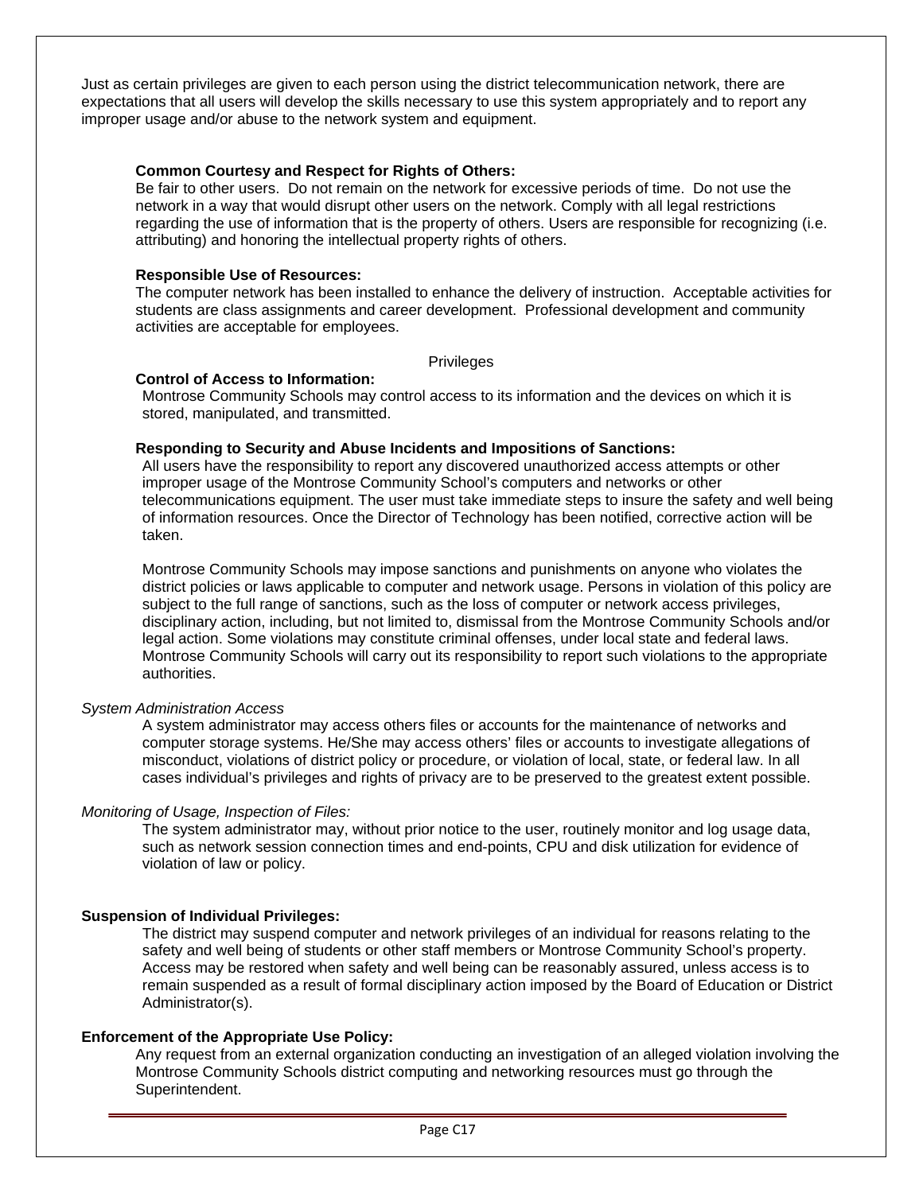Just as certain privileges are given to each person using the district telecommunication network, there are expectations that all users will develop the skills necessary to use this system appropriately and to report any improper usage and/or abuse to the network system and equipment.

**Common Courtesy and Respect for Rights of Others:**
Be fair to other users. Do not remain on the network for excessive periods of time. Do not use the network in a way that would disrupt other users on the network. Comply with all legal restrictions regarding the use of information that is the property of others. Users are responsible for recognizing (i.e. attributing) and honoring the intellectual property rights of others.

**Responsible Use of Resources:**
The computer network has been installed to enhance the delivery of instruction. Acceptable activities for students are class assignments and career development. Professional development and community activities are acceptable for employees.

Privileges

**Control of Access to Information:**
Montrose Community Schools may control access to its information and the devices on which it is stored, manipulated, and transmitted.

**Responding to Security and Abuse Incidents and Impositions of Sanctions:**
All users have the responsibility to report any discovered unauthorized access attempts or other improper usage of the Montrose Community School's computers and networks or other telecommunications equipment. The user must take immediate steps to insure the safety and well being of information resources. Once the Director of Technology has been notified, corrective action will be taken.

Montrose Community Schools may impose sanctions and punishments on anyone who violates the district policies or laws applicable to computer and network usage. Persons in violation of this policy are subject to the full range of sanctions, such as the loss of computer or network access privileges, disciplinary action, including, but not limited to, dismissal from the Montrose Community Schools and/or legal action. Some violations may constitute criminal offenses, under local state and federal laws. Montrose Community Schools will carry out its responsibility to report such violations to the appropriate authorities.

*System Administration Access*

A system administrator may access others files or accounts for the maintenance of networks and computer storage systems. He/She may access others' files or accounts to investigate allegations of misconduct, violations of district policy or procedure, or violation of local, state, or federal law. In all cases individual's privileges and rights of privacy are to be preserved to the greatest extent possible.

*Monitoring of Usage, Inspection of Files:*

The system administrator may, without prior notice to the user, routinely monitor and log usage data, such as network session connection times and end-points, CPU and disk utilization for evidence of violation of law or policy.

**Suspension of Individual Privileges:**

The district may suspend computer and network privileges of an individual for reasons relating to the safety and well being of students or other staff members or Montrose Community School's property. Access may be restored when safety and well being can be reasonably assured, unless access is to remain suspended as a result of formal disciplinary action imposed by the Board of Education or District Administrator(s).

**Enforcement of the Appropriate Use Policy:**

Any request from an external organization conducting an investigation of an alleged violation involving the Montrose Community Schools district computing and networking resources must go through the Superintendent.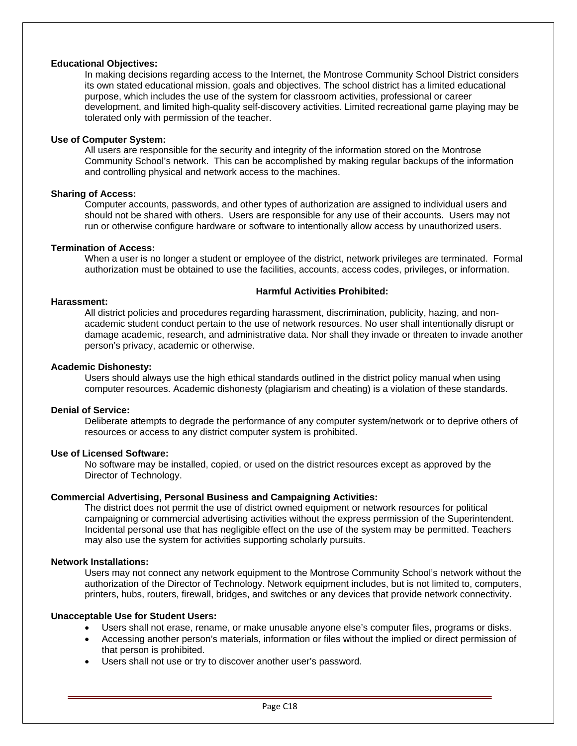**Educational Objectives:**

In making decisions regarding access to the Internet, the Montrose Community School District considers its own stated educational mission, goals and objectives. The school district has a limited educational purpose, which includes the use of the system for classroom activities, professional or career development, and limited high-quality self-discovery activities. Limited recreational game playing may be tolerated only with permission of the teacher.

**Use of Computer System:**

All users are responsible for the security and integrity of the information stored on the Montrose Community School's network. This can be accomplished by making regular backups of the information and controlling physical and network access to the machines.

**Sharing of Access:**

Computer accounts, passwords, and other types of authorization are assigned to individual users and should not be shared with others. Users are responsible for any use of their accounts. Users may not run or otherwise configure hardware or software to intentionally allow access by unauthorized users.

**Termination of Access:**

When a user is no longer a student or employee of the district, network privileges are terminated. Formal authorization must be obtained to use the facilities, accounts, access codes, privileges, or information.

**Harmful Activities Prohibited:**

**Harassment:**

All district policies and procedures regarding harassment, discrimination, publicity, hazing, and non-academic student conduct pertain to the use of network resources. No user shall intentionally disrupt or damage academic, research, and administrative data. Nor shall they invade or threaten to invade another person's privacy, academic or otherwise.

**Academic Dishonesty:**

Users should always use the high ethical standards outlined in the district policy manual when using computer resources. Academic dishonesty (plagiarism and cheating) is a violation of these standards.

**Denial of Service:**

Deliberate attempts to degrade the performance of any computer system/network or to deprive others of resources or access to any district computer system is prohibited.

**Use of Licensed Software:**

No software may be installed, copied, or used on the district resources except as approved by the Director of Technology.

**Commercial Advertising, Personal Business and Campaigning Activities:**

The district does not permit the use of district owned equipment or network resources for political campaigning or commercial advertising activities without the express permission of the Superintendent. Incidental personal use that has negligible effect on the use of the system may be permitted. Teachers may also use the system for activities supporting scholarly pursuits.

**Network Installations:**

Users may not connect any network equipment to the Montrose Community School's network without the authorization of the Director of Technology. Network equipment includes, but is not limited to, computers, printers, hubs, routers, firewall, bridges, and switches or any devices that provide network connectivity.

**Unacceptable Use for Student Users:**

- Users shall not erase, rename, or make unusable anyone else's computer files, programs or disks.
- Accessing another person's materials, information or files without the implied or direct permission of that person is prohibited.
- Users shall not use or try to discover another user's password.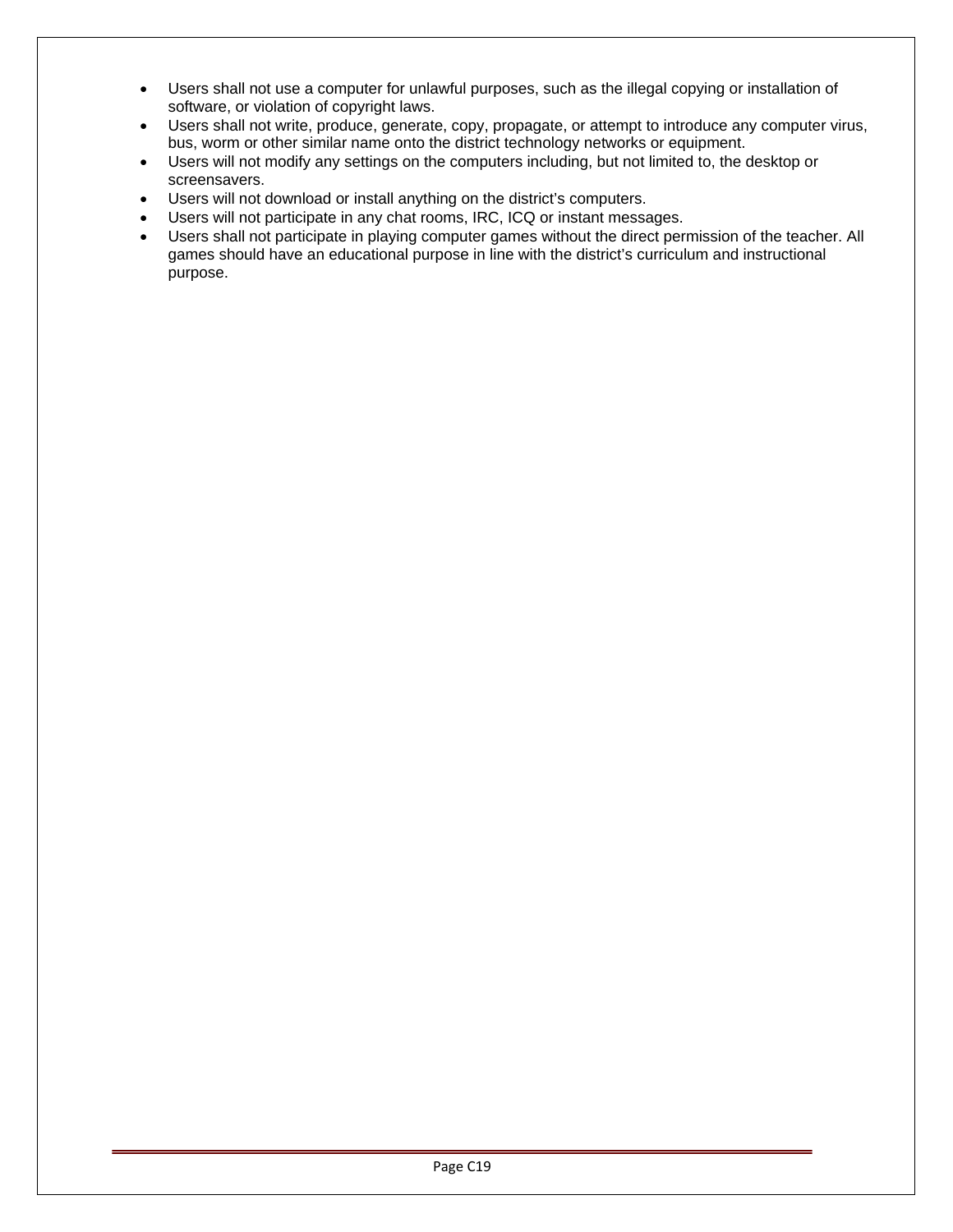- Users shall not use a computer for unlawful purposes, such as the illegal copying or installation of software, or violation of copyright laws.
- Users shall not write, produce, generate, copy, propagate, or attempt to introduce any computer virus, bus, worm or other similar name onto the district technology networks or equipment.
- Users will not modify any settings on the computers including, but not limited to, the desktop or screensavers.
- Users will not download or install anything on the district's computers.
- Users will not participate in any chat rooms, IRC, ICQ or instant messages.
- Users shall not participate in playing computer games without the direct permission of the teacher. All games should have an educational purpose in line with the district's curriculum and instructional purpose.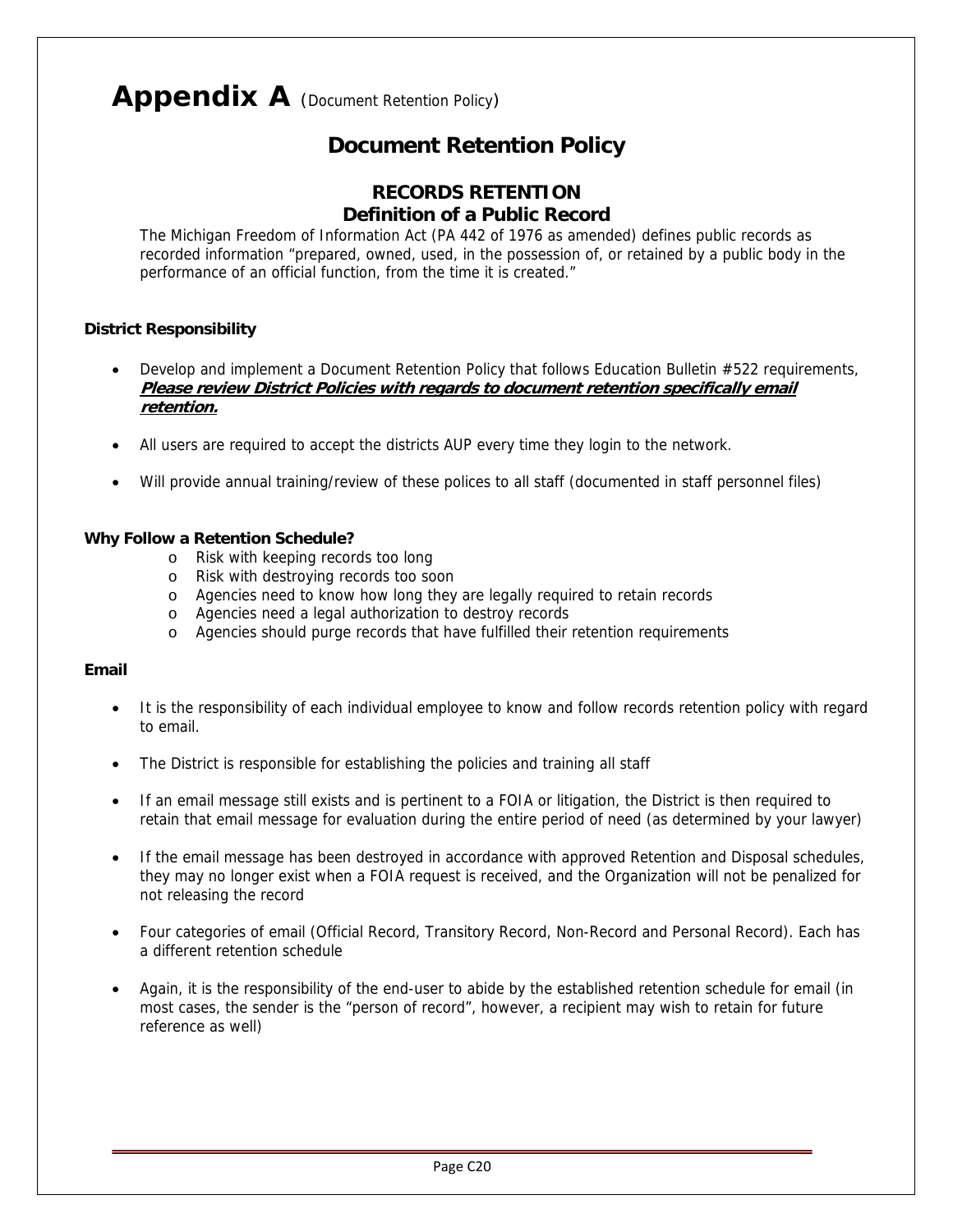# **Appendix A** (Document Retention Policy)

## Document Retention Policy

### RECORDS RETENTION
### Definition of a Public Record

The Michigan Freedom of Information Act (PA 442 of 1976 as amended) defines public records as recorded information "prepared, owned, used, in the possession of, or retained by a public body in the performance of an official function, from the time it is created."

**District Responsibility**

- Develop and implement a Document Retention Policy that follows Education Bulletin #522 requirements, ***Please review District Policies with regards to document retention specifically email retention.***
- All users are required to accept the districts AUP every time they login to the network.
- Will provide annual training/review of these polices to all staff (documented in staff personnel files)

**Why Follow a Retention Schedule?**

- Risk with keeping records too long
- Risk with destroying records too soon
- Agencies need to know how long they are legally required to retain records
- Agencies need a legal authorization to destroy records
- Agencies should purge records that have fulfilled their retention requirements

**Email**

- It is the responsibility of each individual employee to know and follow records retention policy with regard to email.
- The District is responsible for establishing the policies and training all staff
- If an email message still exists and is pertinent to a FOIA or litigation, the District is then required to retain that email message for evaluation during the entire period of need (as determined by your lawyer)
- If the email message has been destroyed in accordance with approved Retention and Disposal schedules, they may no longer exist when a FOIA request is received, and the Organization will not be penalized for not releasing the record
- Four categories of email (Official Record, Transitory Record, Non-Record and Personal Record). Each has a different retention schedule
- Again, it is the responsibility of the end-user to abide by the established retention schedule for email (in most cases, the sender is the "person of record", however, a recipient may wish to retain for future reference as well)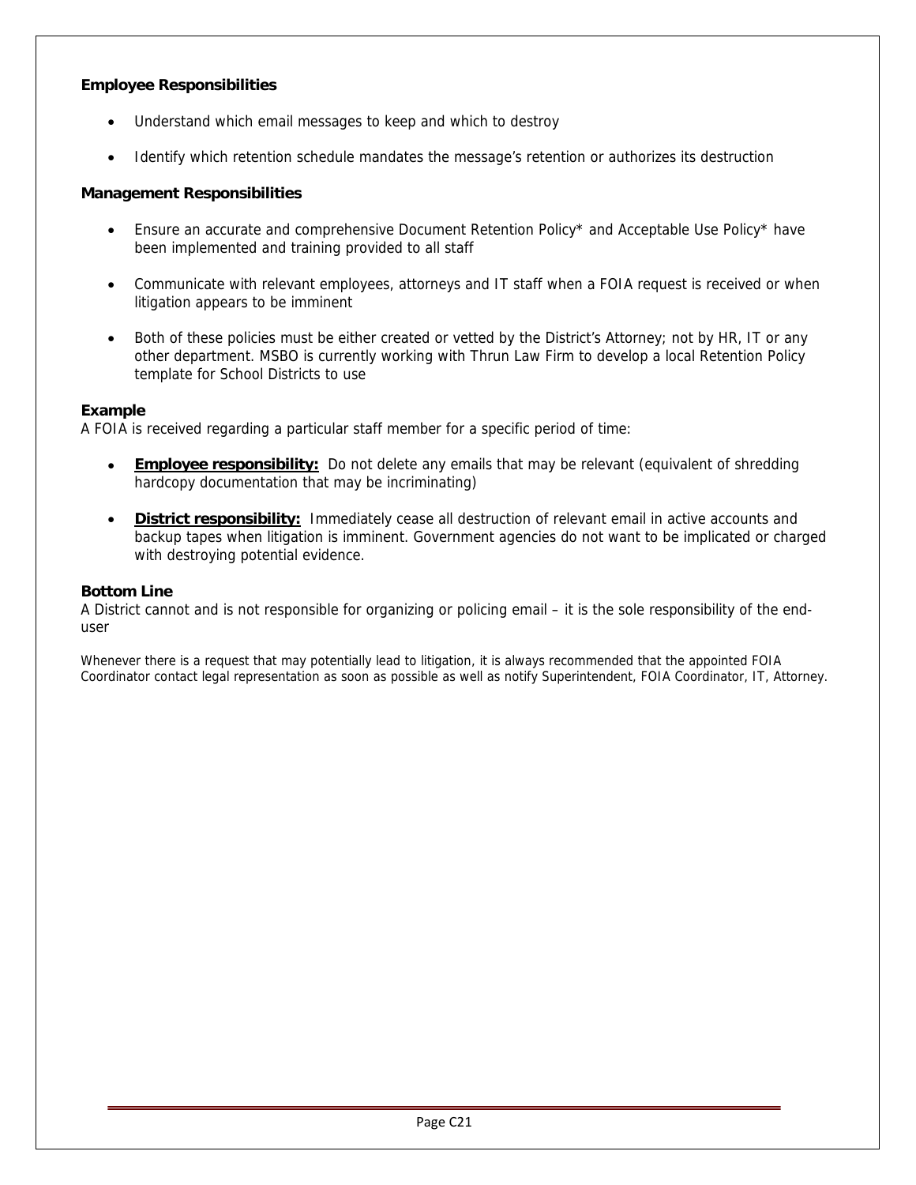**Employee Responsibilities**

- Understand which email messages to keep and which to destroy
- Identify which retention schedule mandates the message's retention or authorizes its destruction

**Management Responsibilities**

- Ensure an accurate and comprehensive Document Retention Policy* and Acceptable Use Policy* have been implemented and training provided to all staff
- Communicate with relevant employees, attorneys and IT staff when a FOIA request is received or when litigation appears to be imminent
- Both of these policies must be either created or vetted by the District's Attorney; not by HR, IT or any other department. MSBO is currently working with Thrun Law Firm to develop a local Retention Policy template for School Districts to use

**Example**

A FOIA is received regarding a particular staff member for a specific period of time:

- **Employee responsibility:** Do not delete any emails that may be relevant (equivalent of shredding hardcopy documentation that may be incriminating)
- **District responsibility:** Immediately cease all destruction of relevant email in active accounts and backup tapes when litigation is imminent. Government agencies do not want to be implicated or charged with destroying potential evidence.

**Bottom Line**

A District cannot and is not responsible for organizing or policing email – it is the sole responsibility of the end-user

Whenever there is a request that may potentially lead to litigation, it is always recommended that the appointed FOIA Coordinator contact legal representation as soon as possible as well as notify Superintendent, FOIA Coordinator, IT, Attorney.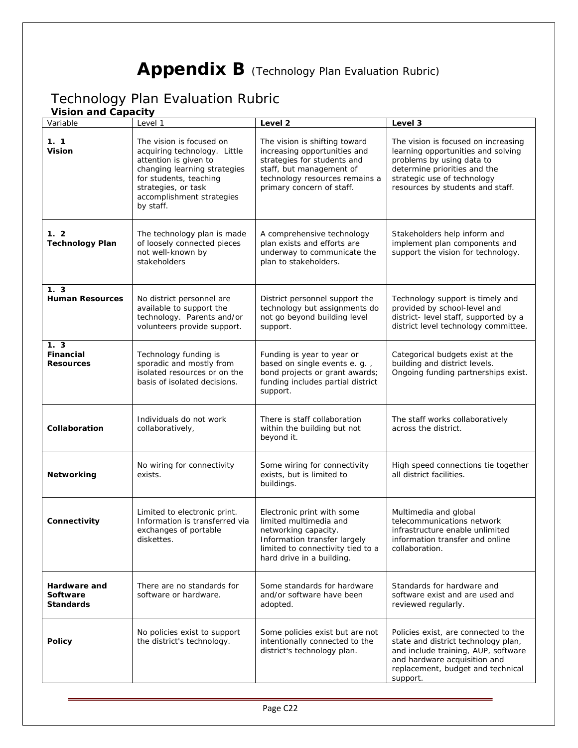# **Appendix B** (Technology Plan Evaluation Rubric)

## Technology Plan Evaluation Rubric

### Vision and Capacity

| Variable | Level 1 | Level 2 | Level 3 |
|---|---|---|---|
| **1. 1 Vision** | The vision is focused on acquiring technology. Little attention is given to changing learning strategies for students, teaching strategies, or task accomplishment strategies by staff. | The vision is shifting toward increasing opportunities and strategies for students and staff, but management of technology resources remains a primary concern of staff. | The vision is focused on increasing learning opportunities and solving problems by using data to determine priorities and the strategic use of technology resources by students and staff. |
| **1. 2 Technology Plan** | The technology plan is made of loosely connected pieces not well-known by stakeholders | A comprehensive technology plan exists and efforts are underway to communicate the plan to stakeholders. | Stakeholders help inform and implement plan components and support the vision for technology. |
| **1. 3 Human Resources** | No district personnel are available to support the technology. Parents and/or volunteers provide support. | District personnel support the technology but assignments do not go beyond building level support. | Technology support is timely and provided by school-level and district- level staff, supported by a district level technology committee. |
| **1. 3 Financial Resources** | Technology funding is sporadic and mostly from isolated resources or on the basis of isolated decisions. | Funding is year to year or based on single events e. g. , bond projects or grant awards; funding includes partial district support. | Categorical budgets exist at the building and district levels. Ongoing funding partnerships exist. |
| **Collaboration** | Individuals do not work collaboratively, | There is staff collaboration within the building but not beyond it. | The staff works collaboratively across the district. |
| **Networking** | No wiring for connectivity exists. | Some wiring for connectivity exists, but is limited to buildings. | High speed connections tie together all district facilities. |
| **Connectivity** | Limited to electronic print. Information is transferred via exchanges of portable diskettes. | Electronic print with some limited multimedia and networking capacity. Information transfer largely limited to connectivity tied to a hard drive in a building. | Multimedia and global telecommunications network infrastructure enable unlimited information transfer and online collaboration. |
| **Hardware and Software Standards** | There are no standards for software or hardware. | Some standards for hardware and/or software have been adopted. | Standards for hardware and software exist and are used and reviewed regularly. |
| **Policy** | No policies exist to support the district's technology. | Some policies exist but are not intentionally connected to the district's technology plan. | Policies exist, are connected to the state and district technology plan, and include training, AUP, software and hardware acquisition and replacement, budget and technical support. |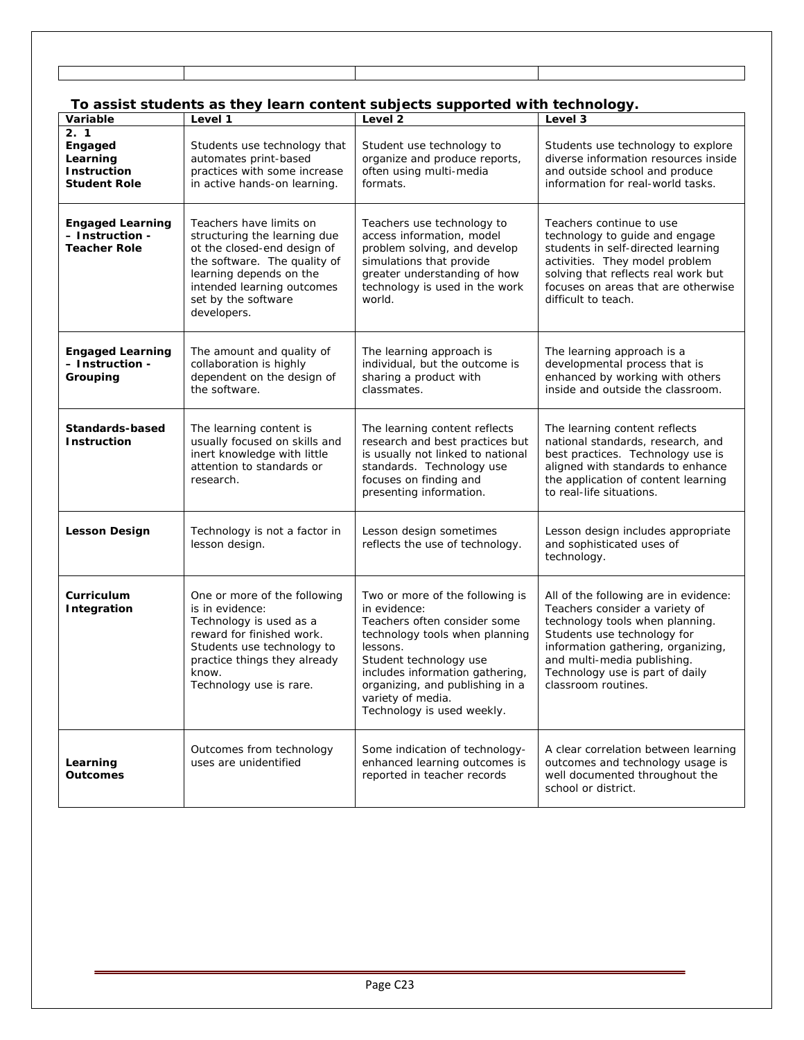**To assist students as they learn content subjects supported with technology.**

| Variable | Level 1 | Level 2 | Level 3 |
|---|---|---|---|
| **2. 1 Engaged Learning Instruction Student Role** | Students use technology that automates print-based practices with some increase in active hands-on learning. | Student use technology to organize and produce reports, often using multi-media formats. | Students use technology to explore diverse information resources inside and outside school and produce information for real-world tasks. |
| **Engaged Learning – Instruction - Teacher Role** | Teachers have limits on structuring the learning due ot the closed-end design of the software. The quality of learning depends on the intended learning outcomes set by the software developers. | Teachers use technology to access information, model problem solving, and develop simulations that provide greater understanding of how technology is used in the work world. | Teachers continue to use technology to guide and engage students in self-directed learning activities. They model problem solving that reflects real work but focuses on areas that are otherwise difficult to teach. |
| **Engaged Learning – Instruction - Grouping** | The amount and quality of collaboration is highly dependent on the design of the software. | The learning approach is individual, but the outcome is sharing a product with classmates. | The learning approach is a developmental process that is enhanced by working with others inside and outside the classroom. |
| **Standards-based Instruction** | The learning content is usually focused on skills and inert knowledge with little attention to standards or research. | The learning content reflects research and best practices but is usually not linked to national standards. Technology use focuses on finding and presenting information. | The learning content reflects national standards, research, and best practices. Technology use is aligned with standards to enhance the application of content learning to real-life situations. |
| **Lesson Design** | Technology is not a factor in lesson design. | Lesson design sometimes reflects the use of technology. | Lesson design includes appropriate and sophisticated uses of technology. |
| **Curriculum Integration** | One or more of the following is in evidence:<br>Technology is used as a reward for finished work.<br>Students use technology to practice things they already know.<br>Technology use is rare. | Two or more of the following is in evidence:<br>Teachers often consider some technology tools when planning lessons.<br>Student technology use includes information gathering, organizing, and publishing in a variety of media.<br>Technology is used weekly. | All of the following are in evidence:<br>Teachers consider a variety of technology tools when planning.<br>Students use technology for information gathering, organizing, and multi-media publishing.<br>Technology use is part of daily classroom routines. |
| **Learning Outcomes** | Outcomes from technology uses are unidentified | Some indication of technology-enhanced learning outcomes is reported in teacher records | A clear correlation between learning outcomes and technology usage is well documented throughout the school or district. |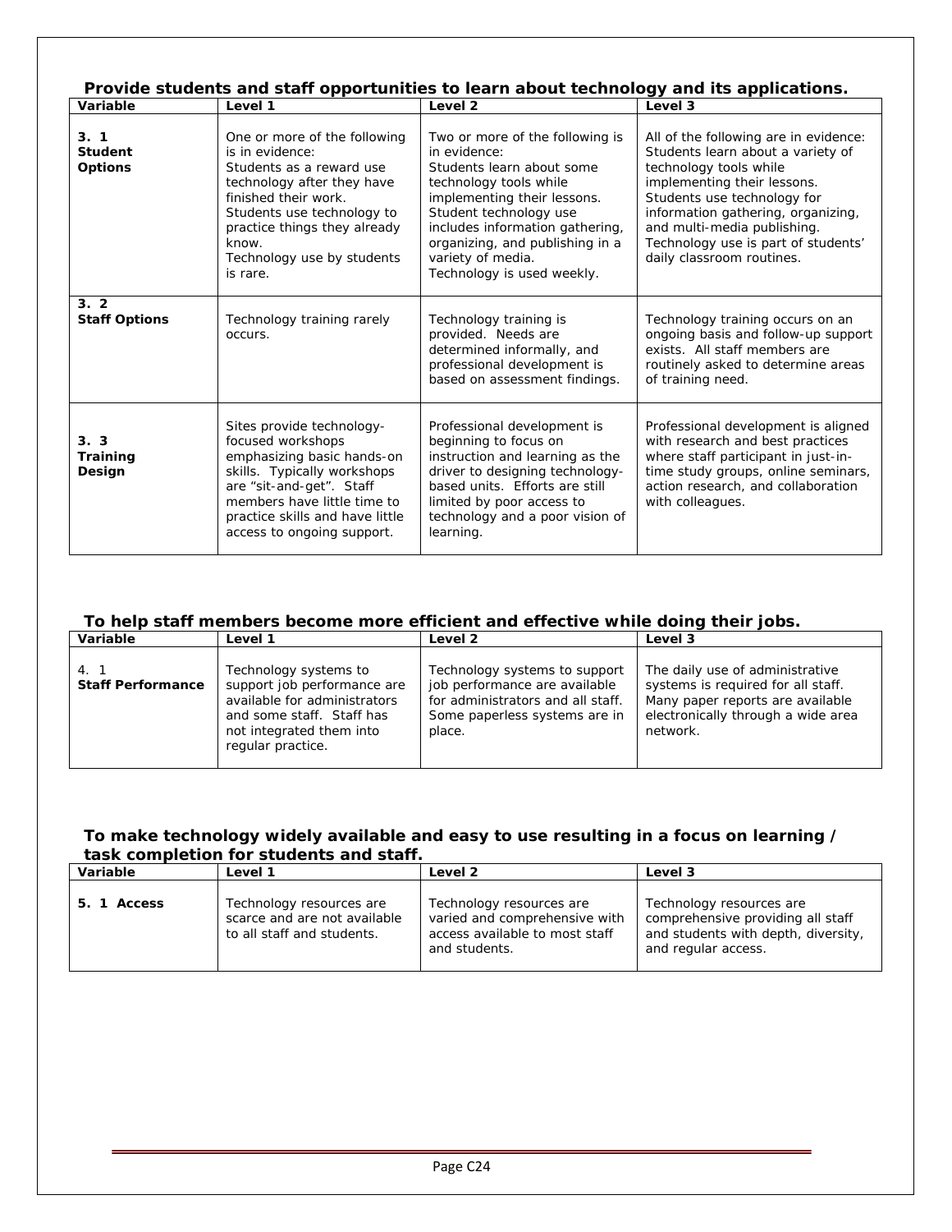### Provide students and staff opportunities to learn about technology and its applications.

| Variable | Level 1 | Level 2 | Level 3 |
|---|---|---|---|
| **3. 1 Student Options** | One or more of the following is in evidence: Students as a reward use technology after they have finished their work. Students use technology to practice things they already know. Technology use by students is rare. | Two or more of the following is in evidence: Students learn about some technology tools while implementing their lessons. Student technology use includes information gathering, organizing, and publishing in a variety of media. Technology is used weekly. | All of the following are in evidence: Students learn about a variety of technology tools while implementing their lessons. Students use technology for information gathering, organizing, and multi-media publishing. Technology use is part of students' daily classroom routines. |
| **3. 2 Staff Options** | Technology training rarely occurs. | Technology training is provided. Needs are determined informally, and professional development is based on assessment findings. | Technology training occurs on an ongoing basis and follow-up support exists. All staff members are routinely asked to determine areas of training need. |
| **3. 3 Training Design** | Sites provide technology-focused workshops emphasizing basic hands-on skills. Typically workshops are "sit-and-get". Staff members have little time to practice skills and have little access to ongoing support. | Professional development is beginning to focus on instruction and learning as the driver to designing technology-based units. Efforts are still limited by poor access to technology and a poor vision of learning. | Professional development is aligned with research and best practices where staff participant in just-in-time study groups, online seminars, action research, and collaboration with colleagues. |

### To help staff members become more efficient and effective while doing their jobs.

| Variable | Level 1 | Level 2 | Level 3 |
|---|---|---|---|
| 4. 1 **Staff Performance** | Technology systems to support job performance are available for administrators and some staff. Staff has not integrated them into regular practice. | Technology systems to support job performance are available for administrators and all staff. Some paperless systems are in place. | The daily use of administrative systems is required for all staff. Many paper reports are available electronically through a wide area network. |

### To make technology widely available and easy to use resulting in a focus on learning / task completion for students and staff.

| Variable | Level 1 | Level 2 | Level 3 |
|---|---|---|---|
| **5. 1 Access** | Technology resources are scarce and are not available to all staff and students. | Technology resources are varied and comprehensive with access available to most staff and students. | Technology resources are comprehensive providing all staff and students with depth, diversity, and regular access. |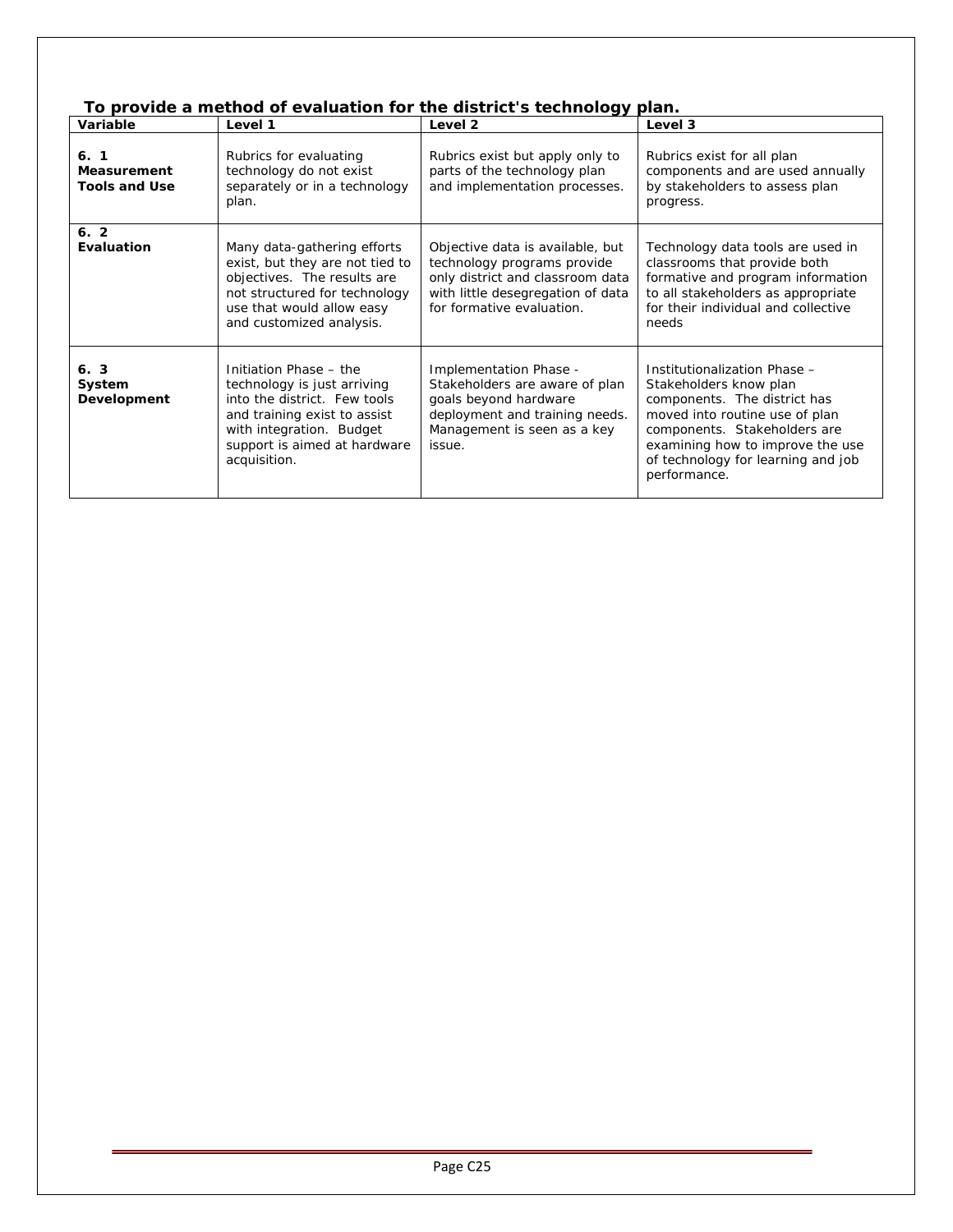**To provide a method of evaluation for the district's technology plan.**

| Variable | Level 1 | Level 2 | Level 3 |
| --- | --- | --- | --- |
| **6. 1 Measurement Tools and Use** | Rubrics for evaluating technology do not exist separately or in a technology plan. | Rubrics exist but apply only to parts of the technology plan and implementation processes. | Rubrics exist for all plan components and are used annually by stakeholders to assess plan progress. |
| **6. 2 Evaluation** | Many data-gathering efforts exist, but they are not tied to objectives. The results are not structured for technology use that would allow easy and customized analysis. | Objective data is available, but technology programs provide only district and classroom data with little desegregation of data for formative evaluation. | Technology data tools are used in classrooms that provide both formative and program information to all stakeholders as appropriate for their individual and collective needs |
| **6. 3 System Development** | Initiation Phase – the technology is just arriving into the district. Few tools and training exist to assist with integration. Budget support is aimed at hardware acquisition. | Implementation Phase - Stakeholders are aware of plan goals beyond hardware deployment and training needs. Management is seen as a key issue. | Institutionalization Phase – Stakeholders know plan components. The district has moved into routine use of plan components. Stakeholders are examining how to improve the use of technology for learning and job performance. |